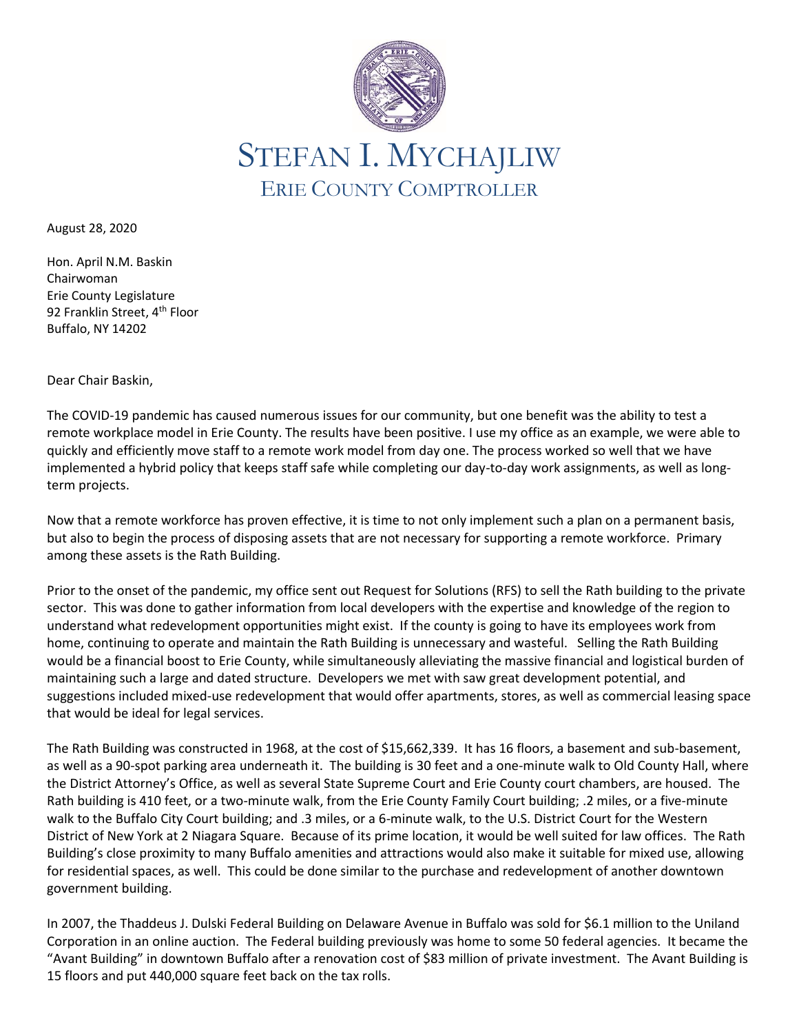# STEFAN I. MYCHAJLIW

## ERIE COUNTY COMPTROLLER

August 28, 2020

Hon. April N.M. Baskin
Chairwoman
Erie County Legislature
92 Franklin Street, 4th Floor
Buffalo, NY 14202

Dear Chair Baskin,

The COVID-19 pandemic has caused numerous issues for our community, but one benefit was the ability to test a remote workplace model in Erie County. The results have been positive. I use my office as an example, we were able to quickly and efficiently move staff to a remote work model from day one. The process worked so well that we have implemented a hybrid policy that keeps staff safe while completing our day-to-day work assignments, as well as long-term projects.

Now that a remote workforce has proven effective, it is time to not only implement such a plan on a permanent basis, but also to begin the process of disposing assets that are not necessary for supporting a remote workforce. Primary among these assets is the Rath Building.

Prior to the onset of the pandemic, my office sent out Request for Solutions (RFS) to sell the Rath building to the private sector. This was done to gather information from local developers with the expertise and knowledge of the region to understand what redevelopment opportunities might exist. If the county is going to have its employees work from home, continuing to operate and maintain the Rath Building is unnecessary and wasteful. Selling the Rath Building would be a financial boost to Erie County, while simultaneously alleviating the massive financial and logistical burden of maintaining such a large and dated structure. Developers we met with saw great development potential, and suggestions included mixed-use redevelopment that would offer apartments, stores, as well as commercial leasing space that would be ideal for legal services.

The Rath Building was constructed in 1968, at the cost of $15,662,339. It has 16 floors, a basement and sub-basement, as well as a 90-spot parking area underneath it. The building is 30 feet and a one-minute walk to Old County Hall, where the District Attorney's Office, as well as several State Supreme Court and Erie County court chambers, are housed. The Rath building is 410 feet, or a two-minute walk, from the Erie County Family Court building; .2 miles, or a five-minute walk to the Buffalo City Court building; and .3 miles, or a 6-minute walk, to the U.S. District Court for the Western District of New York at 2 Niagara Square. Because of its prime location, it would be well suited for law offices. The Rath Building's close proximity to many Buffalo amenities and attractions would also make it suitable for mixed use, allowing for residential spaces, as well. This could be done similar to the purchase and redevelopment of another downtown government building.

In 2007, the Thaddeus J. Dulski Federal Building on Delaware Avenue in Buffalo was sold for $6.1 million to the Uniland Corporation in an online auction. The Federal building previously was home to some 50 federal agencies. It became the "Avant Building" in downtown Buffalo after a renovation cost of $83 million of private investment. The Avant Building is 15 floors and put 440,000 square feet back on the tax rolls.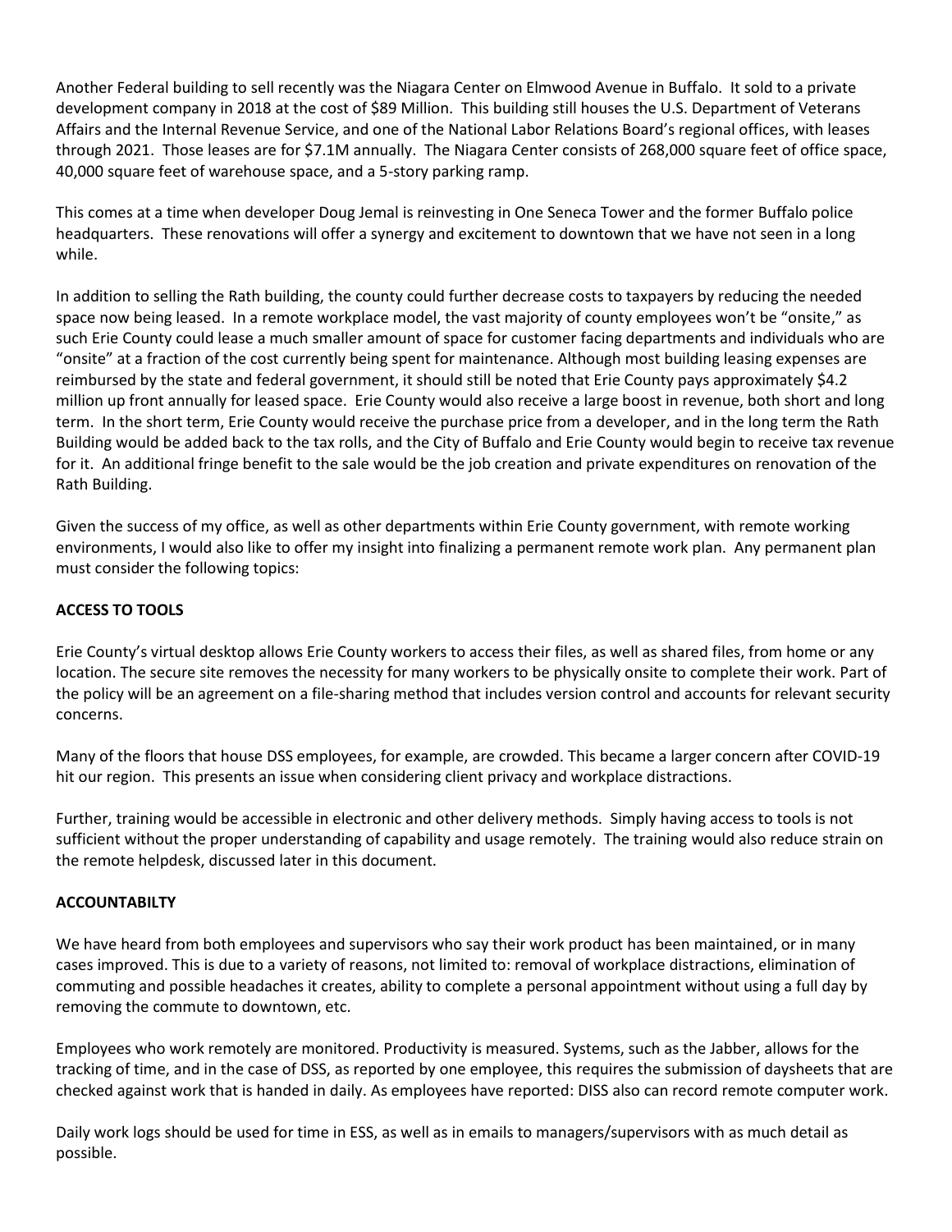Another Federal building to sell recently was the Niagara Center on Elmwood Avenue in Buffalo. It sold to a private development company in 2018 at the cost of $89 Million. This building still houses the U.S. Department of Veterans Affairs and the Internal Revenue Service, and one of the National Labor Relations Board's regional offices, with leases through 2021. Those leases are for $7.1M annually. The Niagara Center consists of 268,000 square feet of office space, 40,000 square feet of warehouse space, and a 5-story parking ramp.

This comes at a time when developer Doug Jemal is reinvesting in One Seneca Tower and the former Buffalo police headquarters. These renovations will offer a synergy and excitement to downtown that we have not seen in a long while.

In addition to selling the Rath building, the county could further decrease costs to taxpayers by reducing the needed space now being leased. In a remote workplace model, the vast majority of county employees won't be "onsite," as such Erie County could lease a much smaller amount of space for customer facing departments and individuals who are "onsite" at a fraction of the cost currently being spent for maintenance. Although most building leasing expenses are reimbursed by the state and federal government, it should still be noted that Erie County pays approximately $4.2 million up front annually for leased space. Erie County would also receive a large boost in revenue, both short and long term. In the short term, Erie County would receive the purchase price from a developer, and in the long term the Rath Building would be added back to the tax rolls, and the City of Buffalo and Erie County would begin to receive tax revenue for it. An additional fringe benefit to the sale would be the job creation and private expenditures on renovation of the Rath Building.

Given the success of my office, as well as other departments within Erie County government, with remote working environments, I would also like to offer my insight into finalizing a permanent remote work plan. Any permanent plan must consider the following topics:

**ACCESS TO TOOLS**

Erie County's virtual desktop allows Erie County workers to access their files, as well as shared files, from home or any location. The secure site removes the necessity for many workers to be physically onsite to complete their work. Part of the policy will be an agreement on a file-sharing method that includes version control and accounts for relevant security concerns.

Many of the floors that house DSS employees, for example, are crowded. This became a larger concern after COVID-19 hit our region. This presents an issue when considering client privacy and workplace distractions.

Further, training would be accessible in electronic and other delivery methods. Simply having access to tools is not sufficient without the proper understanding of capability and usage remotely. The training would also reduce strain on the remote helpdesk, discussed later in this document.

**ACCOUNTABILTY**

We have heard from both employees and supervisors who say their work product has been maintained, or in many cases improved. This is due to a variety of reasons, not limited to: removal of workplace distractions, elimination of commuting and possible headaches it creates, ability to complete a personal appointment without using a full day by removing the commute to downtown, etc.

Employees who work remotely are monitored. Productivity is measured. Systems, such as the Jabber, allows for the tracking of time, and in the case of DSS, as reported by one employee, this requires the submission of daysheets that are checked against work that is handed in daily. As employees have reported: DISS also can record remote computer work.

Daily work logs should be used for time in ESS, as well as in emails to managers/supervisors with as much detail as possible.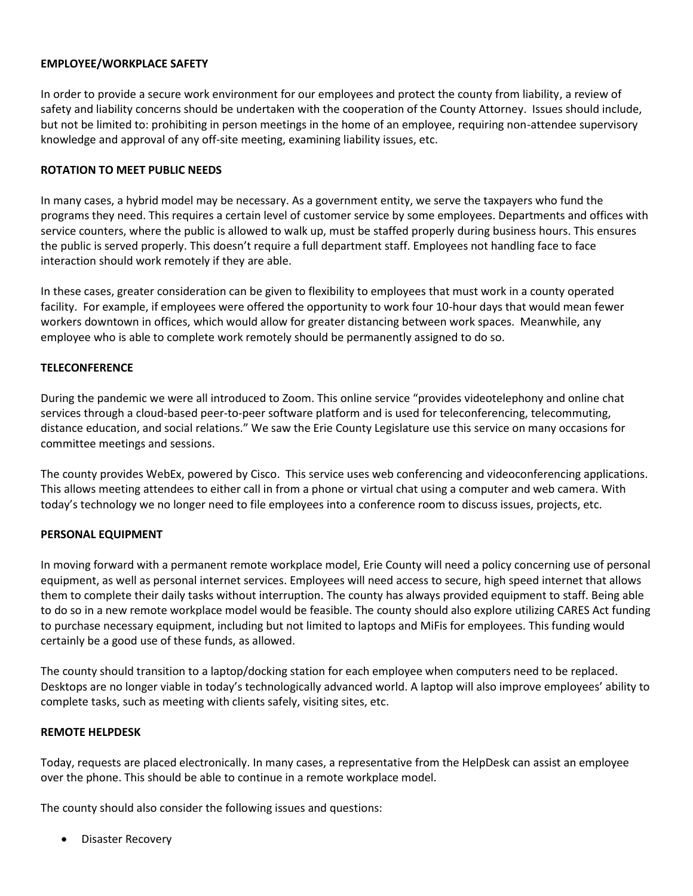**EMPLOYEE/WORKPLACE SAFETY**

In order to provide a secure work environment for our employees and protect the county from liability, a review of safety and liability concerns should be undertaken with the cooperation of the County Attorney. Issues should include, but not be limited to: prohibiting in person meetings in the home of an employee, requiring non-attendee supervisory knowledge and approval of any off-site meeting, examining liability issues, etc.

**ROTATION TO MEET PUBLIC NEEDS**

In many cases, a hybrid model may be necessary. As a government entity, we serve the taxpayers who fund the programs they need. This requires a certain level of customer service by some employees. Departments and offices with service counters, where the public is allowed to walk up, must be staffed properly during business hours. This ensures the public is served properly. This doesn't require a full department staff. Employees not handling face to face interaction should work remotely if they are able.

In these cases, greater consideration can be given to flexibility to employees that must work in a county operated facility. For example, if employees were offered the opportunity to work four 10-hour days that would mean fewer workers downtown in offices, which would allow for greater distancing between work spaces. Meanwhile, any employee who is able to complete work remotely should be permanently assigned to do so.

**TELECONFERENCE**

During the pandemic we were all introduced to Zoom. This online service "provides videotelephony and online chat services through a cloud-based peer-to-peer software platform and is used for teleconferencing, telecommuting, distance education, and social relations." We saw the Erie County Legislature use this service on many occasions for committee meetings and sessions.

The county provides WebEx, powered by Cisco. This service uses web conferencing and videoconferencing applications. This allows meeting attendees to either call in from a phone or virtual chat using a computer and web camera. With today's technology we no longer need to file employees into a conference room to discuss issues, projects, etc.

**PERSONAL EQUIPMENT**

In moving forward with a permanent remote workplace model, Erie County will need a policy concerning use of personal equipment, as well as personal internet services. Employees will need access to secure, high speed internet that allows them to complete their daily tasks without interruption. The county has always provided equipment to staff. Being able to do so in a new remote workplace model would be feasible. The county should also explore utilizing CARES Act funding to purchase necessary equipment, including but not limited to laptops and MiFis for employees. This funding would certainly be a good use of these funds, as allowed.

The county should transition to a laptop/docking station for each employee when computers need to be replaced. Desktops are no longer viable in today's technologically advanced world. A laptop will also improve employees' ability to complete tasks, such as meeting with clients safely, visiting sites, etc.

**REMOTE HELPDESK**

Today, requests are placed electronically. In many cases, a representative from the HelpDesk can assist an employee over the phone. This should be able to continue in a remote workplace model.

The county should also consider the following issues and questions:

- Disaster Recovery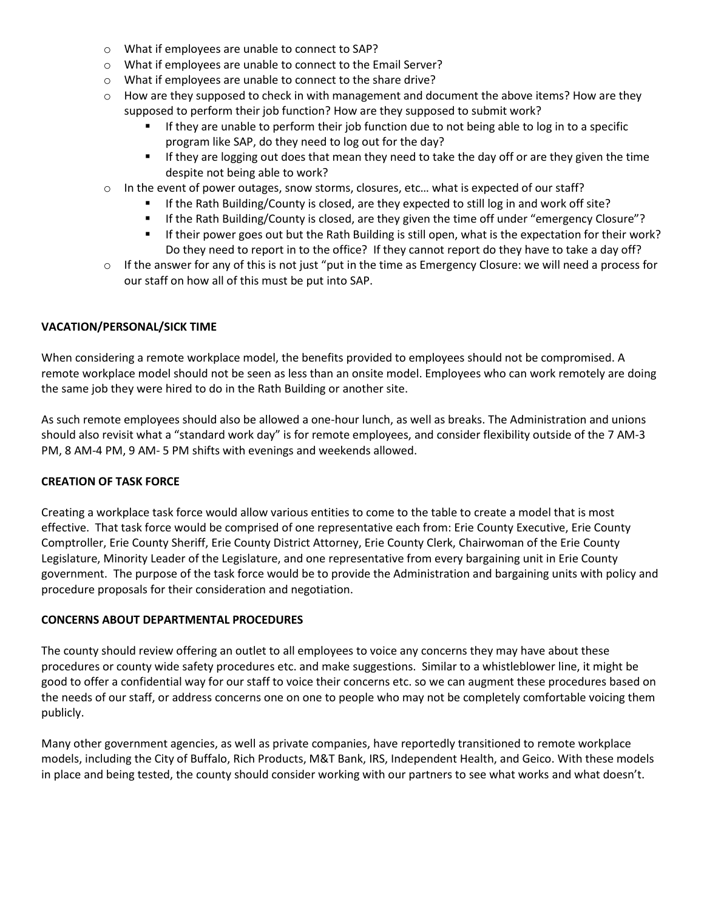- What if employees are unable to connect to SAP?
- What if employees are unable to connect to the Email Server?
- What if employees are unable to connect to the share drive?
- How are they supposed to check in with management and document the above items? How are they supposed to perform their job function? How are they supposed to submit work?
  - If they are unable to perform their job function due to not being able to log in to a specific program like SAP, do they need to log out for the day?
  - If they are logging out does that mean they need to take the day off or are they given the time despite not being able to work?
- In the event of power outages, snow storms, closures, etc… what is expected of our staff?
  - If the Rath Building/County is closed, are they expected to still log in and work off site?
  - If the Rath Building/County is closed, are they given the time off under "emergency Closure"?
  - If their power goes out but the Rath Building is still open, what is the expectation for their work? Do they need to report in to the office? If they cannot report do they have to take a day off?
- If the answer for any of this is not just "put in the time as Emergency Closure: we will need a process for our staff on how all of this must be put into SAP.

**VACATION/PERSONAL/SICK TIME**

When considering a remote workplace model, the benefits provided to employees should not be compromised. A remote workplace model should not be seen as less than an onsite model. Employees who can work remotely are doing the same job they were hired to do in the Rath Building or another site.

As such remote employees should also be allowed a one-hour lunch, as well as breaks. The Administration and unions should also revisit what a "standard work day" is for remote employees, and consider flexibility outside of the 7 AM-3 PM, 8 AM-4 PM, 9 AM- 5 PM shifts with evenings and weekends allowed.

**CREATION OF TASK FORCE**

Creating a workplace task force would allow various entities to come to the table to create a model that is most effective. That task force would be comprised of one representative each from: Erie County Executive, Erie County Comptroller, Erie County Sheriff, Erie County District Attorney, Erie County Clerk, Chairwoman of the Erie County Legislature, Minority Leader of the Legislature, and one representative from every bargaining unit in Erie County government. The purpose of the task force would be to provide the Administration and bargaining units with policy and procedure proposals for their consideration and negotiation.

**CONCERNS ABOUT DEPARTMENTAL PROCEDURES**

The county should review offering an outlet to all employees to voice any concerns they may have about these procedures or county wide safety procedures etc. and make suggestions. Similar to a whistleblower line, it might be good to offer a confidential way for our staff to voice their concerns etc. so we can augment these procedures based on the needs of our staff, or address concerns one on one to people who may not be completely comfortable voicing them publicly.

Many other government agencies, as well as private companies, have reportedly transitioned to remote workplace models, including the City of Buffalo, Rich Products, M&T Bank, IRS, Independent Health, and Geico. With these models in place and being tested, the county should consider working with our partners to see what works and what doesn't.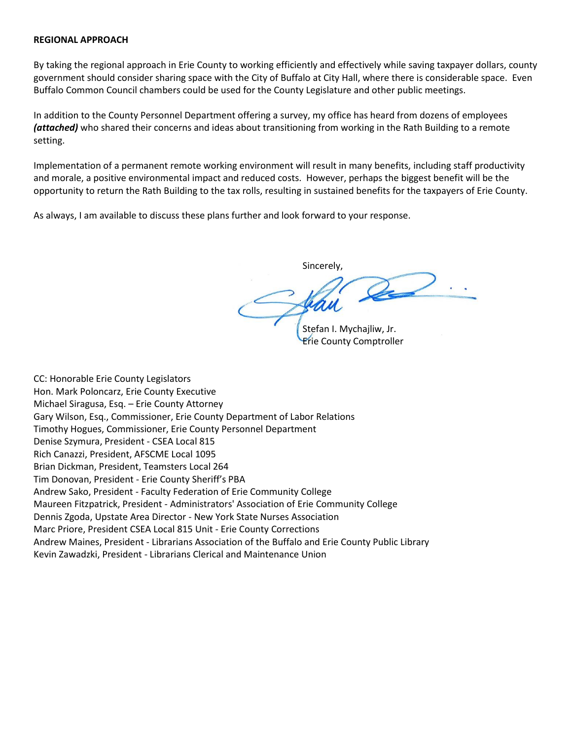**REGIONAL APPROACH**

By taking the regional approach in Erie County to working efficiently and effectively while saving taxpayer dollars, county government should consider sharing space with the City of Buffalo at City Hall, where there is considerable space. Even Buffalo Common Council chambers could be used for the County Legislature and other public meetings.

In addition to the County Personnel Department offering a survey, my office has heard from dozens of employees ***(attached)*** who shared their concerns and ideas about transitioning from working in the Rath Building to a remote setting.

Implementation of a permanent remote working environment will result in many benefits, including staff productivity and morale, a positive environmental impact and reduced costs. However, perhaps the biggest benefit will be the opportunity to return the Rath Building to the tax rolls, resulting in sustained benefits for the taxpayers of Erie County.

As always, I am available to discuss these plans further and look forward to your response.

Sincerely,

Stefan I. Mychajliw, Jr.
Erie County Comptroller

CC: Honorable Erie County Legislators
Hon. Mark Poloncarz, Erie County Executive
Michael Siragusa, Esq. – Erie County Attorney
Gary Wilson, Esq., Commissioner, Erie County Department of Labor Relations
Timothy Hogues, Commissioner, Erie County Personnel Department
Denise Szymura, President - CSEA Local 815
Rich Canazzi, President, AFSCME Local 1095
Brian Dickman, President, Teamsters Local 264
Tim Donovan, President - Erie County Sheriff's PBA
Andrew Sako, President - Faculty Federation of Erie Community College
Maureen Fitzpatrick, President - Administrators' Association of Erie Community College
Dennis Zgoda, Upstate Area Director - New York State Nurses Association
Marc Priore, President CSEA Local 815 Unit - Erie County Corrections
Andrew Maines, President - Librarians Association of the Buffalo and Erie County Public Library
Kevin Zawadzki, President - Librarians Clerical and Maintenance Union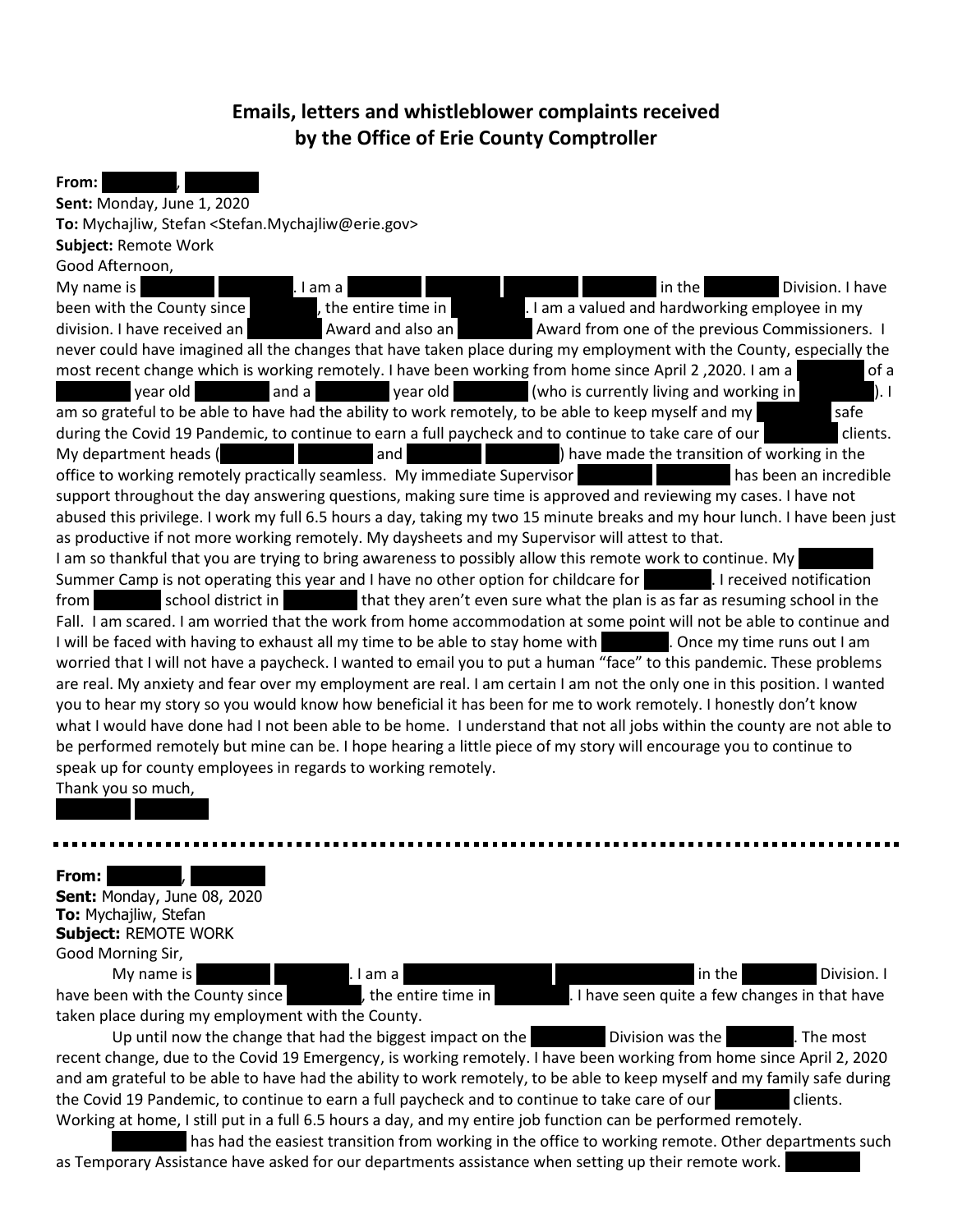# Emails, letters and whistleblower complaints received by the Office of Erie County Comptroller

**From:** [REDACTED], [REDACTED]
**Sent:** Monday, June 1, 2020
**To:** Mychajliw, Stefan <Stefan.Mychajliw@erie.gov>
**Subject:** Remote Work

Good Afternoon,

My name is [REDACTED] [REDACTED]. I am a [REDACTED] [REDACTED] [REDACTED] [REDACTED] in the [REDACTED] Division. I have been with the County since [REDACTED], the entire time in [REDACTED]. I am a valued and hardworking employee in my division. I have received an [REDACTED] Award and also an [REDACTED] Award from one of the previous Commissioners. I never could have imagined all the changes that have taken place during my employment with the County, especially the most recent change which is working remotely. I have been working from home since April 2 ,2020. I am a [REDACTED] of a [REDACTED] year old [REDACTED] and a [REDACTED] year old [REDACTED] (who is currently living and working in [REDACTED]). I am so grateful to be able to have had the ability to work remotely, to be able to keep myself and my [REDACTED] safe during the Covid 19 Pandemic, to continue to earn a full paycheck and to continue to take care of our [REDACTED] clients. My department heads ([REDACTED] [REDACTED] and [REDACTED] [REDACTED]) have made the transition of working in the office to working remotely practically seamless. My immediate Supervisor [REDACTED] [REDACTED] has been an incredible support throughout the day answering questions, making sure time is approved and reviewing my cases. I have not abused this privilege. I work my full 6.5 hours a day, taking my two 15 minute breaks and my hour lunch. I have been just as productive if not more working remotely. My daysheets and my Supervisor will attest to that.

I am so thankful that you are trying to bring awareness to possibly allow this remote work to continue. My [REDACTED] Summer Camp is not operating this year and I have no other option for childcare for [REDACTED]. I received notification from [REDACTED] school district in [REDACTED] that they aren't even sure what the plan is as far as resuming school in the Fall. I am scared. I am worried that the work from home accommodation at some point will not be able to continue and I will be faced with having to exhaust all my time to be able to stay home with [REDACTED]. Once my time runs out I am worried that I will not have a paycheck. I wanted to email you to put a human "face" to this pandemic. These problems are real. My anxiety and fear over my employment are real. I am certain I am not the only one in this position. I wanted you to hear my story so you would know how beneficial it has been for me to work remotely. I honestly don't know what I would have done had I not been able to be home. I understand that not all jobs within the county are not able to be performed remotely but mine can be. I hope hearing a little piece of my story will encourage you to continue to speak up for county employees in regards to working remotely.

Thank you so much,

[REDACTED] [REDACTED]

---

**From:** [REDACTED], [REDACTED]
**Sent:** Monday, June 08, 2020
**To:** Mychajliw, Stefan
**Subject:** REMOTE WORK

Good Morning Sir,

My name is [REDACTED] [REDACTED]. I am a [REDACTED] [REDACTED] in the [REDACTED] Division. I have been with the County since [REDACTED], the entire time in [REDACTED]. I have seen quite a few changes in that have taken place during my employment with the County.

Up until now the change that had the biggest impact on the [REDACTED] Division was the [REDACTED]. The most recent change, due to the Covid 19 Emergency, is working remotely. I have been working from home since April 2, 2020 and am grateful to be able to have had the ability to work remotely, to be able to keep myself and my family safe during the Covid 19 Pandemic, to continue to earn a full paycheck and to continue to take care of our [REDACTED] clients. Working at home, I still put in a full 6.5 hours a day, and my entire job function can be performed remotely.

[REDACTED] has had the easiest transition from working in the office to working remote. Other departments such as Temporary Assistance have asked for our departments assistance when setting up their remote work. [REDACTED]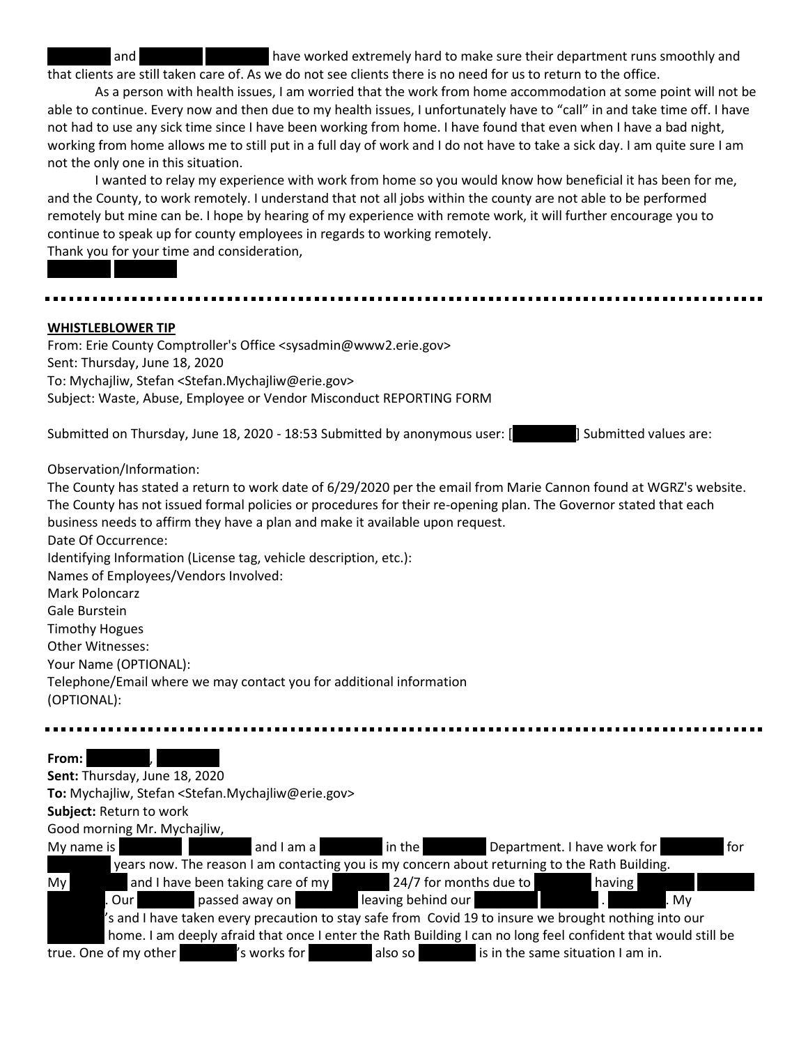and have worked extremely hard to make sure their department runs smoothly and that clients are still taken care of. As we do not see clients there is no need for us to return to the office.

As a person with health issues, I am worried that the work from home accommodation at some point will not be able to continue. Every now and then due to my health issues, I unfortunately have to "call" in and take time off. I have not had to use any sick time since I have been working from home. I have found that even when I have a bad night, working from home allows me to still put in a full day of work and I do not have to take a sick day. I am quite sure I am not the only one in this situation.

I wanted to relay my experience with work from home so you would know how beneficial it has been for me, and the County, to work remotely. I understand that not all jobs within the county are not able to be performed remotely but mine can be. I hope by hearing of my experience with remote work, it will further encourage you to continue to speak up for county employees in regards to working remotely.

Thank you for your time and consideration,

---

**WHISTLEBLOWER TIP**

From: Erie County Comptroller's Office <sysadmin@www2.erie.gov>
Sent: Thursday, June 18, 2020
To: Mychajliw, Stefan <Stefan.Mychajliw@erie.gov>
Subject: Waste, Abuse, Employee or Vendor Misconduct REPORTING FORM

Submitted on Thursday, June 18, 2020 - 18:53 Submitted by anonymous user: [ ] Submitted values are:

Observation/Information:
The County has stated a return to work date of 6/29/2020 per the email from Marie Cannon found at WGRZ's website. The County has not issued formal policies or procedures for their re-opening plan. The Governor stated that each business needs to affirm they have a plan and make it available upon request.
Date Of Occurrence:
Identifying Information (License tag, vehicle description, etc.):
Names of Employees/Vendors Involved:
Mark Poloncarz
Gale Burstein
Timothy Hogues
Other Witnesses:
Your Name (OPTIONAL):
Telephone/Email where we may contact you for additional information
(OPTIONAL):

---

**From:** ,
**Sent:** Thursday, June 18, 2020
**To:** Mychajliw, Stefan <Stefan.Mychajliw@erie.gov>
**Subject:** Return to work
Good morning Mr. Mychajliw,
My name is and I am a in the Department. I have work for for years now. The reason I am contacting you is my concern about returning to the Rath Building.
My and I have been taking care of my 24/7 for months due to having . Our passed away on leaving behind our . . My 's and I have taken every precaution to stay safe from Covid 19 to insure we brought nothing into our home. I am deeply afraid that once I enter the Rath Building I can no long feel confident that would still be true. One of my other 's works for also so is in the same situation I am in.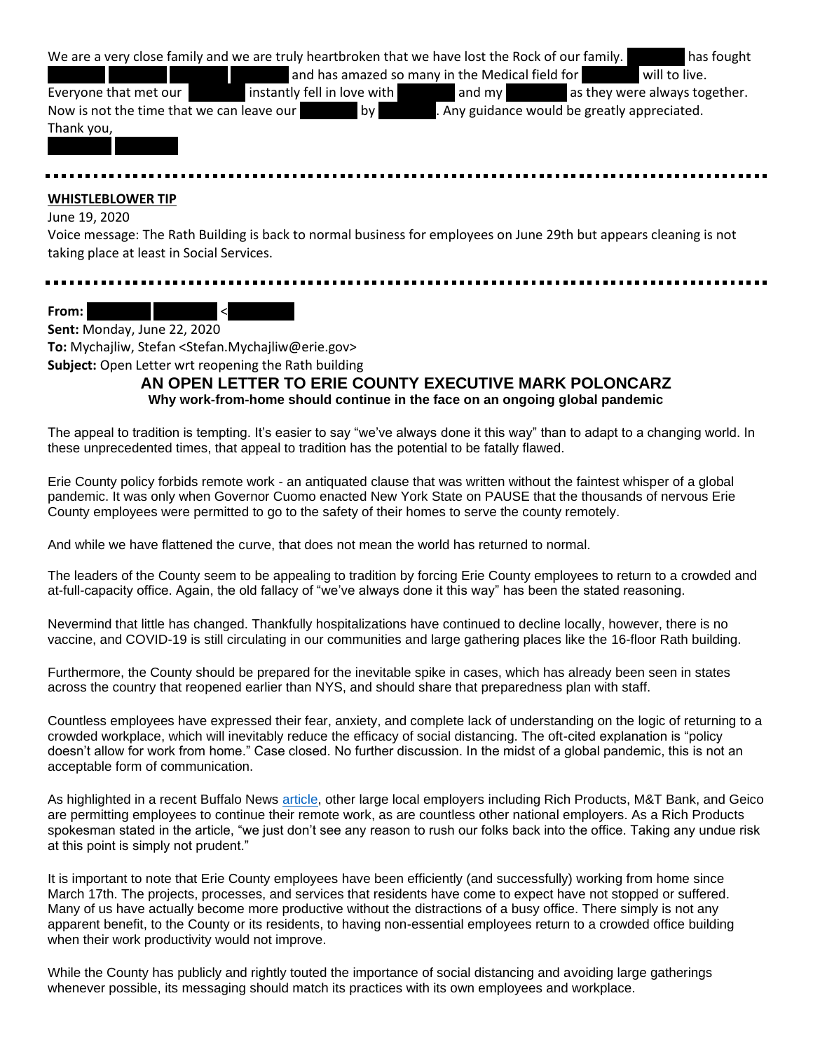We are a very close family and we are truly heartbroken that we have lost the Rock of our family. ██████ has fought ██████ ██████ ██████ ██████ and has amazed so many in the Medical field for ██████ will to live. Everyone that met our ██████ instantly fell in love with ██████ and my ██████ as they were always together. Now is not the time that we can leave our ██████ by ██████. Any guidance would be greatly appreciated.

Thank you,

██████ ██████

---

**WHISTLEBLOWER TIP**

June 19, 2020

Voice message: The Rath Building is back to normal business for employees on June 29th but appears cleaning is not taking place at least in Social Services.

---

**From:** ██████ ██████ <██████

**Sent:** Monday, June 22, 2020

**To:** Mychajliw, Stefan <Stefan.Mychajliw@erie.gov>

**Subject:** Open Letter wrt reopening the Rath building

**AN OPEN LETTER TO ERIE COUNTY EXECUTIVE MARK POLONCARZ**

**Why work-from-home should continue in the face on an ongoing global pandemic**

The appeal to tradition is tempting. It's easier to say "we've always done it this way" than to adapt to a changing world. In these unprecedented times, that appeal to tradition has the potential to be fatally flawed.

Erie County policy forbids remote work - an antiquated clause that was written without the faintest whisper of a global pandemic. It was only when Governor Cuomo enacted New York State on PAUSE that the thousands of nervous Erie County employees were permitted to go to the safety of their homes to serve the county remotely.

And while we have flattened the curve, that does not mean the world has returned to normal.

The leaders of the County seem to be appealing to tradition by forcing Erie County employees to return to a crowded and at-full-capacity office. Again, the old fallacy of "we've always done it this way" has been the stated reasoning.

Nevermind that little has changed. Thankfully hospitalizations have continued to decline locally, however, there is no vaccine, and COVID-19 is still circulating in our communities and large gathering places like the 16-floor Rath building.

Furthermore, the County should be prepared for the inevitable spike in cases, which has already been seen in states across the country that reopened earlier than NYS, and should share that preparedness plan with staff.

Countless employees have expressed their fear, anxiety, and complete lack of understanding on the logic of returning to a crowded workplace, which will inevitably reduce the efficacy of social distancing. The oft-cited explanation is "policy doesn't allow for work from home." Case closed. No further discussion. In the midst of a global pandemic, this is not an acceptable form of communication.

As highlighted in a recent Buffalo News article, other large local employers including Rich Products, M&T Bank, and Geico are permitting employees to continue their remote work, as are countless other national employers. As a Rich Products spokesman stated in the article, "we just don't see any reason to rush our folks back into the office. Taking any undue risk at this point is simply not prudent."

It is important to note that Erie County employees have been efficiently (and successfully) working from home since March 17th. The projects, processes, and services that residents have come to expect have not stopped or suffered. Many of us have actually become more productive without the distractions of a busy office. There simply is not any apparent benefit, to the County or its residents, to having non-essential employees return to a crowded office building when their work productivity would not improve.

While the County has publicly and rightly touted the importance of social distancing and avoiding large gatherings whenever possible, its messaging should match its practices with its own employees and workplace.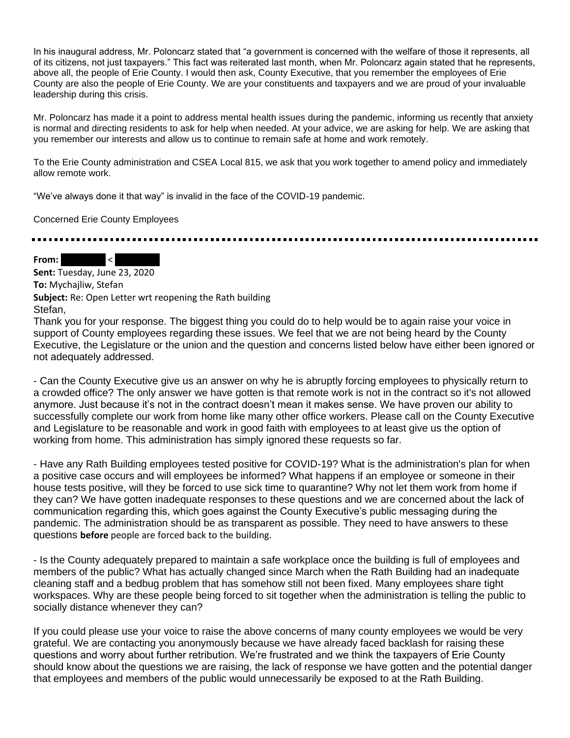In his inaugural address, Mr. Poloncarz stated that "a government is concerned with the welfare of those it represents, all of its citizens, not just taxpayers." This fact was reiterated last month, when Mr. Poloncarz again stated that he represents, above all, the people of Erie County. I would then ask, County Executive, that you remember the employees of Erie County are also the people of Erie County. We are your constituents and taxpayers and we are proud of your invaluable leadership during this crisis.

Mr. Poloncarz has made it a point to address mental health issues during the pandemic, informing us recently that anxiety is normal and directing residents to ask for help when needed. At your advice, we are asking for help. We are asking that you remember our interests and allow us to continue to remain safe at home and work remotely.

To the Erie County administration and CSEA Local 815, we ask that you work together to amend policy and immediately allow remote work.

"We've always done it that way" is invalid in the face of the COVID-19 pandemic.

Concerned Erie County Employees

---

**From:** [redacted] <[redacted]
**Sent:** Tuesday, June 23, 2020
**To:** Mychajliw, Stefan
**Subject:** Re: Open Letter wrt reopening the Rath building

Stefan,

Thank you for your response. The biggest thing you could do to help would be to again raise your voice in support of County employees regarding these issues. We feel that we are not being heard by the County Executive, the Legislature or the union and the question and concerns listed below have either been ignored or not adequately addressed.

- Can the County Executive give us an answer on why he is abruptly forcing employees to physically return to a crowded office? The only answer we have gotten is that remote work is not in the contract so it's not allowed anymore. Just because it's not in the contract doesn't mean it makes sense. We have proven our ability to successfully complete our work from home like many other office workers. Please call on the County Executive and Legislature to be reasonable and work in good faith with employees to at least give us the option of working from home. This administration has simply ignored these requests so far.

- Have any Rath Building employees tested positive for COVID-19? What is the administration's plan for when a positive case occurs and will employees be informed? What happens if an employee or someone in their house tests positive, will they be forced to use sick time to quarantine? Why not let them work from home if they can? We have gotten inadequate responses to these questions and we are concerned about the lack of communication regarding this, which goes against the County Executive's public messaging during the pandemic. The administration should be as transparent as possible. They need to have answers to these questions **before** people are forced back to the building.

- Is the County adequately prepared to maintain a safe workplace once the building is full of employees and members of the public? What has actually changed since March when the Rath Building had an inadequate cleaning staff and a bedbug problem that has somehow still not been fixed. Many employees share tight workspaces. Why are these people being forced to sit together when the administration is telling the public to socially distance whenever they can?

If you could please use your voice to raise the above concerns of many county employees we would be very grateful. We are contacting you anonymously because we have already faced backlash for raising these questions and worry about further retribution. We're frustrated and we think the taxpayers of Erie County should know about the questions we are raising, the lack of response we have gotten and the potential danger that employees and members of the public would unnecessarily be exposed to at the Rath Building.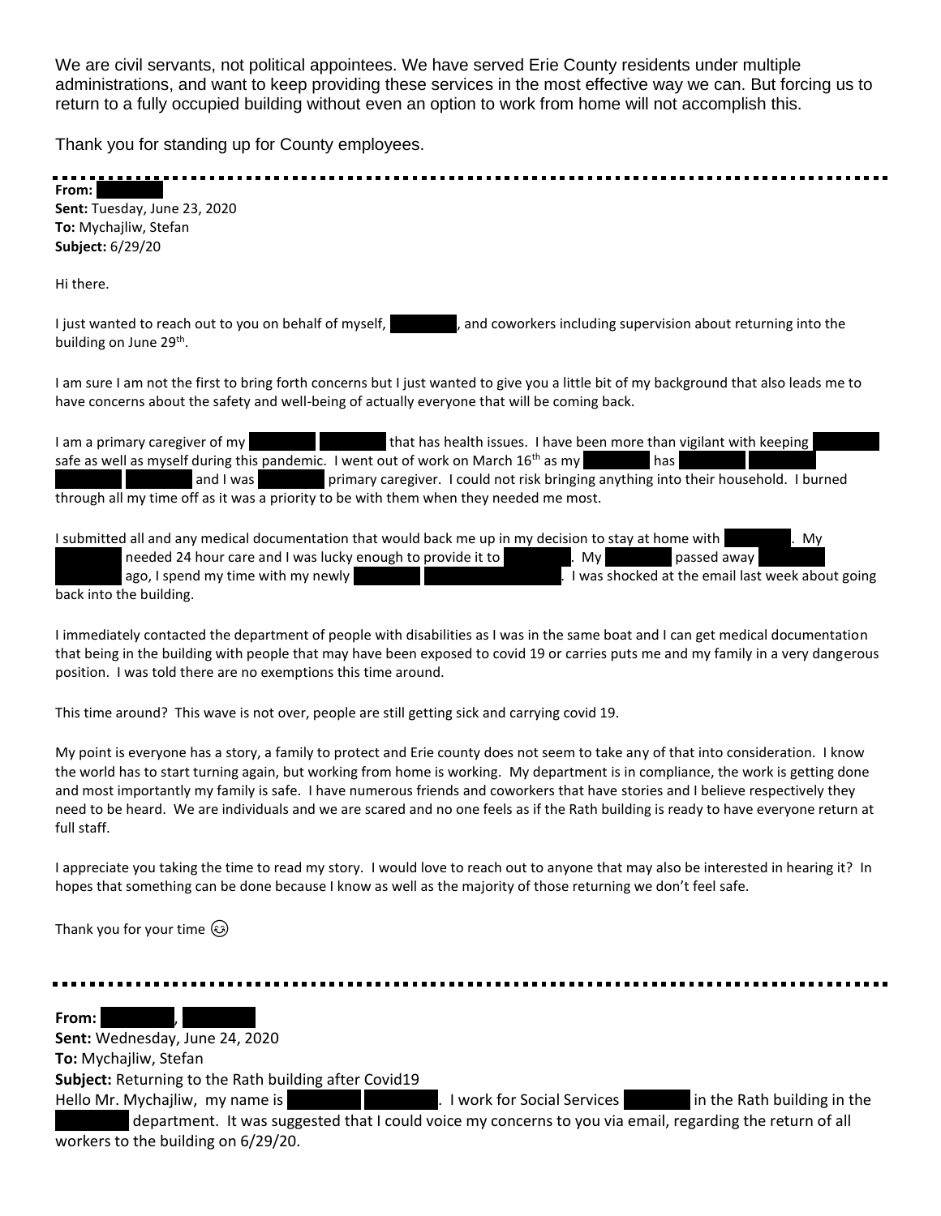We are civil servants, not political appointees. We have served Erie County residents under multiple administrations, and want to keep providing these services in the most effective way we can. But forcing us to return to a fully occupied building without even an option to work from home will not accomplish this.

Thank you for standing up for County employees.

---

**From:** 
**Sent:** Tuesday, June 23, 2020
**To:** Mychajliw, Stefan
**Subject:** 6/29/20

Hi there.

I just wanted to reach out to you on behalf of myself, , and coworkers including supervision about returning into the building on June 29th.

I am sure I am not the first to bring forth concerns but I just wanted to give you a little bit of my background that also leads me to have concerns about the safety and well-being of actually everyone that will be coming back.

I am a primary caregiver of my that has health issues. I have been more than vigilant with keeping safe as well as myself during this pandemic. I went out of work on March 16th as my has and I was primary caregiver. I could not risk bringing anything into their household. I burned through all my time off as it was a priority to be with them when they needed me most.

I submitted all and any medical documentation that would back me up in my decision to stay at home with . My needed 24 hour care and I was lucky enough to provide it to . My passed away ago, I spend my time with my newly . I was shocked at the email last week about going back into the building.

I immediately contacted the department of people with disabilities as I was in the same boat and I can get medical documentation that being in the building with people that may have been exposed to covid 19 or carries puts me and my family in a very dangerous position. I was told there are no exemptions this time around.

This time around? This wave is not over, people are still getting sick and carrying covid 19.

My point is everyone has a story, a family to protect and Erie county does not seem to take any of that into consideration. I know the world has to start turning again, but working from home is working. My department is in compliance, the work is getting done and most importantly my family is safe. I have numerous friends and coworkers that have stories and I believe respectively they need to be heard. We are individuals and we are scared and no one feels as if the Rath building is ready to have everyone return at full staff.

I appreciate you taking the time to read my story. I would love to reach out to anyone that may also be interested in hearing it? In hopes that something can be done because I know as well as the majority of those returning we don't feel safe.

Thank you for your time 😊

---

**From:** , 
**Sent:** Wednesday, June 24, 2020
**To:** Mychajliw, Stefan
**Subject:** Returning to the Rath building after Covid19

Hello Mr. Mychajliw, my name is . I work for Social Services in the Rath building in the department. It was suggested that I could voice my concerns to you via email, regarding the return of all workers to the building on 6/29/20.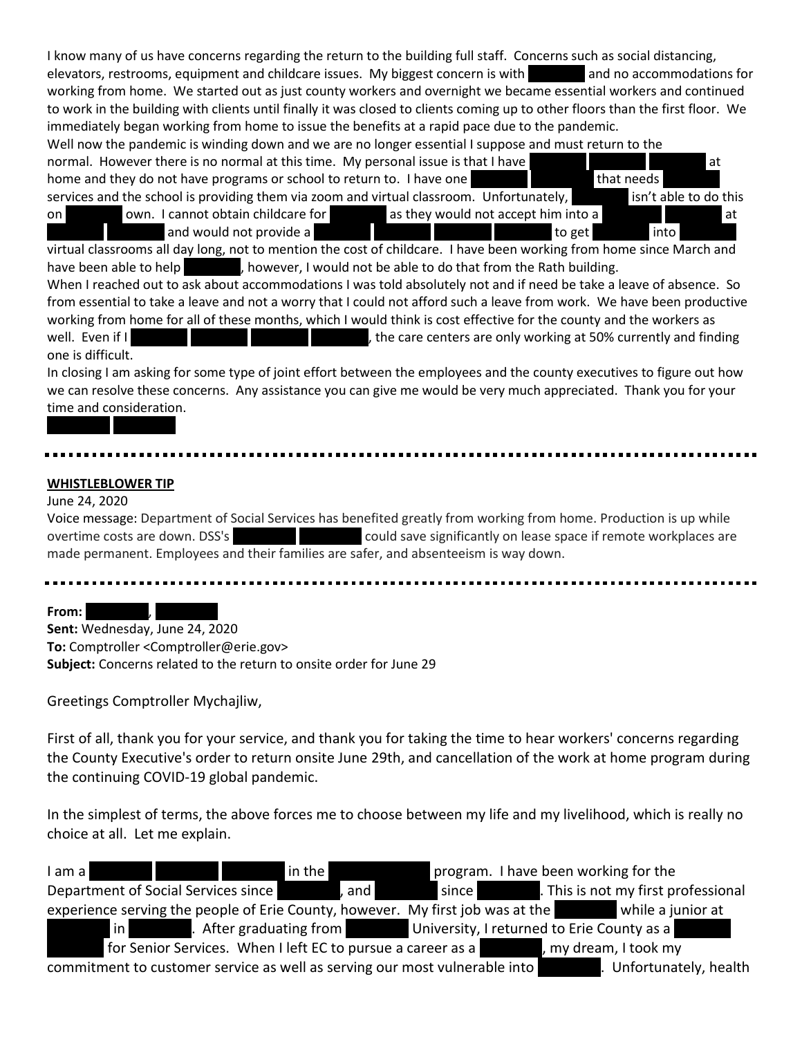I know many of us have concerns regarding the return to the building full staff. Concerns such as social distancing, elevators, restrooms, equipment and childcare issues. My biggest concern is with [redacted] and no accommodations for working from home. We started out as just county workers and overnight we became essential workers and continued to work in the building with clients until finally it was closed to clients coming up to other floors than the first floor. We immediately began working from home to issue the benefits at a rapid pace due to the pandemic.

Well now the pandemic is winding down and we are no longer essential I suppose and must return to the normal. However there is no normal at this time. My personal issue is that I have [redacted] at home and they do not have programs or school to return to. I have one [redacted] that needs [redacted] services and the school is providing them via zoom and virtual classroom. Unfortunately, [redacted] isn't able to do this on [redacted] own. I cannot obtain childcare for [redacted] as they would not accept him into a [redacted] at [redacted] and would not provide a [redacted] to get [redacted] into virtual classrooms all day long, not to mention the cost of childcare. I have been working from home since March and have been able to help [redacted], however, I would not be able to do that from the Rath building.

When I reached out to ask about accommodations I was told absolutely not and if need be take a leave of absence. So from essential to take a leave and not a worry that I could not afford such a leave from work. We have been productive working from home for all of these months, which I would think is cost effective for the county and the workers as well. Even if I [redacted], the care centers are only working at 50% currently and finding one is difficult.

In closing I am asking for some type of joint effort between the employees and the county executives to figure out how we can resolve these concerns. Any assistance you can give me would be very much appreciated. Thank you for your time and consideration.

[redacted]

---

**WHISTLEBLOWER TIP**

June 24, 2020

Voice message: Department of Social Services has benefited greatly from working from home. Production is up while overtime costs are down. DSS's [redacted] could save significantly on lease space if remote workplaces are made permanent. Employees and their families are safer, and absenteeism is way down.

---

**From:** [redacted], [redacted]
**Sent:** Wednesday, June 24, 2020
**To:** Comptroller <Comptroller@erie.gov>
**Subject:** Concerns related to the return to onsite order for June 29

Greetings Comptroller Mychajliw,

First of all, thank you for your service, and thank you for taking the time to hear workers' concerns regarding the County Executive's order to return onsite June 29th, and cancellation of the work at home program during the continuing COVID-19 global pandemic.

In the simplest of terms, the above forces me to choose between my life and my livelihood, which is really no choice at all. Let me explain.

I am a [redacted] in the [redacted] program. I have been working for the Department of Social Services since [redacted], and [redacted] since [redacted]. This is not my first professional experience serving the people of Erie County, however. My first job was at the [redacted] while a junior at [redacted] in [redacted]. After graduating from [redacted] University, I returned to Erie County as a [redacted] for Senior Services. When I left EC to pursue a career as a [redacted], my dream, I took my commitment to customer service as well as serving our most vulnerable into [redacted]. Unfortunately, health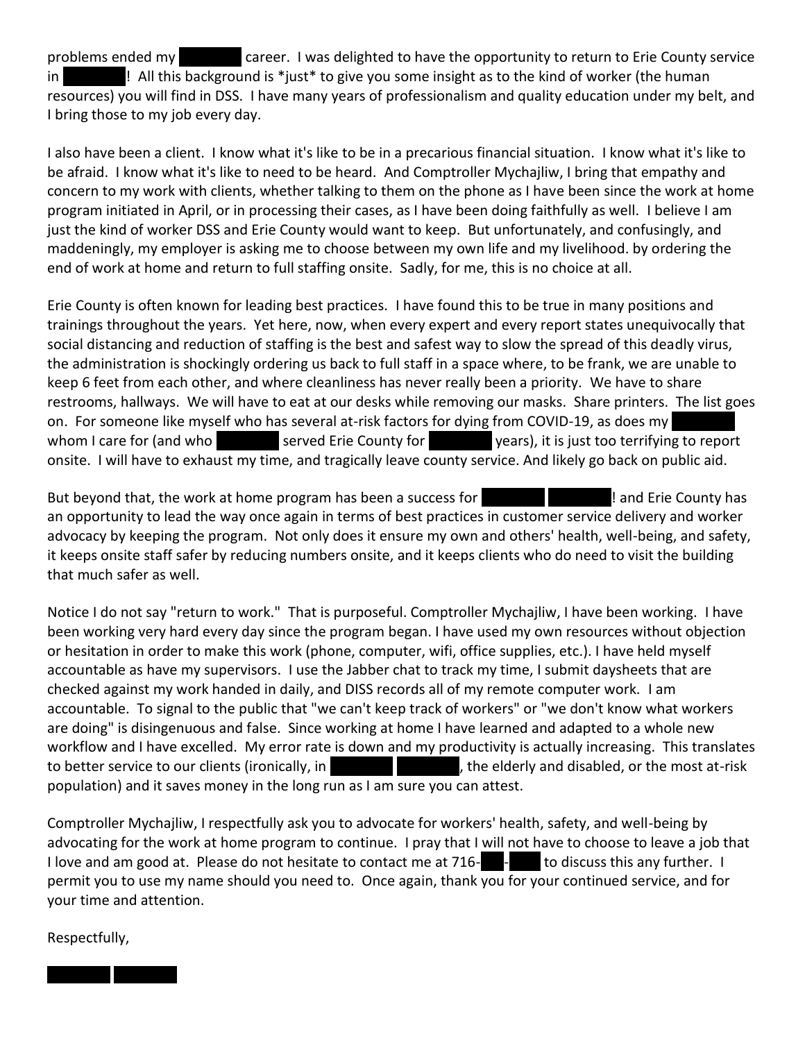problems ended my [REDACTED] career. I was delighted to have the opportunity to return to Erie County service in [REDACTED]! All this background is *just* to give you some insight as to the kind of worker (the human resources) you will find in DSS. I have many years of professionalism and quality education under my belt, and I bring those to my job every day.

I also have been a client. I know what it's like to be in a precarious financial situation. I know what it's like to be afraid. I know what it's like to need to be heard. And Comptroller Mychajliw, I bring that empathy and concern to my work with clients, whether talking to them on the phone as I have been since the work at home program initiated in April, or in processing their cases, as I have been doing faithfully as well. I believe I am just the kind of worker DSS and Erie County would want to keep. But unfortunately, and confusingly, and maddeningly, my employer is asking me to choose between my own life and my livelihood. by ordering the end of work at home and return to full staffing onsite. Sadly, for me, this is no choice at all.

Erie County is often known for leading best practices. I have found this to be true in many positions and trainings throughout the years. Yet here, now, when every expert and every report states unequivocally that social distancing and reduction of staffing is the best and safest way to slow the spread of this deadly virus, the administration is shockingly ordering us back to full staff in a space where, to be frank, we are unable to keep 6 feet from each other, and where cleanliness has never really been a priority. We have to share restrooms, hallways. We will have to eat at our desks while removing our masks. Share printers. The list goes on. For someone like myself who has several at-risk factors for dying from COVID-19, as does my [REDACTED] whom I care for (and who [REDACTED] served Erie County for [REDACTED] years), it is just too terrifying to report onsite. I will have to exhaust my time, and tragically leave county service. And likely go back on public aid.

But beyond that, the work at home program has been a success for [REDACTED] [REDACTED]! and Erie County has an opportunity to lead the way once again in terms of best practices in customer service delivery and worker advocacy by keeping the program. Not only does it ensure my own and others' health, well-being, and safety, it keeps onsite staff safer by reducing numbers onsite, and it keeps clients who do need to visit the building that much safer as well.

Notice I do not say "return to work." That is purposeful. Comptroller Mychajliw, I have been working. I have been working very hard every day since the program began. I have used my own resources without objection or hesitation in order to make this work (phone, computer, wifi, office supplies, etc.). I have held myself accountable as have my supervisors. I use the Jabber chat to track my time, I submit daysheets that are checked against my work handed in daily, and DISS records all of my remote computer work. I am accountable. To signal to the public that "we can't keep track of workers" or "we don't know what workers are doing" is disingenuous and false. Since working at home I have learned and adapted to a whole new workflow and I have excelled. My error rate is down and my productivity is actually increasing. This translates to better service to our clients (ironically, in [REDACTED] [REDACTED], the elderly and disabled, or the most at-risk population) and it saves money in the long run as I am sure you can attest.

Comptroller Mychajliw, I respectfully ask you to advocate for workers' health, safety, and well-being by advocating for the work at home program to continue. I pray that I will not have to choose to leave a job that I love and am good at. Please do not hesitate to contact me at 716-[REDACTED]-[REDACTED] to discuss this any further. I permit you to use my name should you need to. Once again, thank you for your continued service, and for your time and attention.

Respectfully,

[REDACTED] [REDACTED]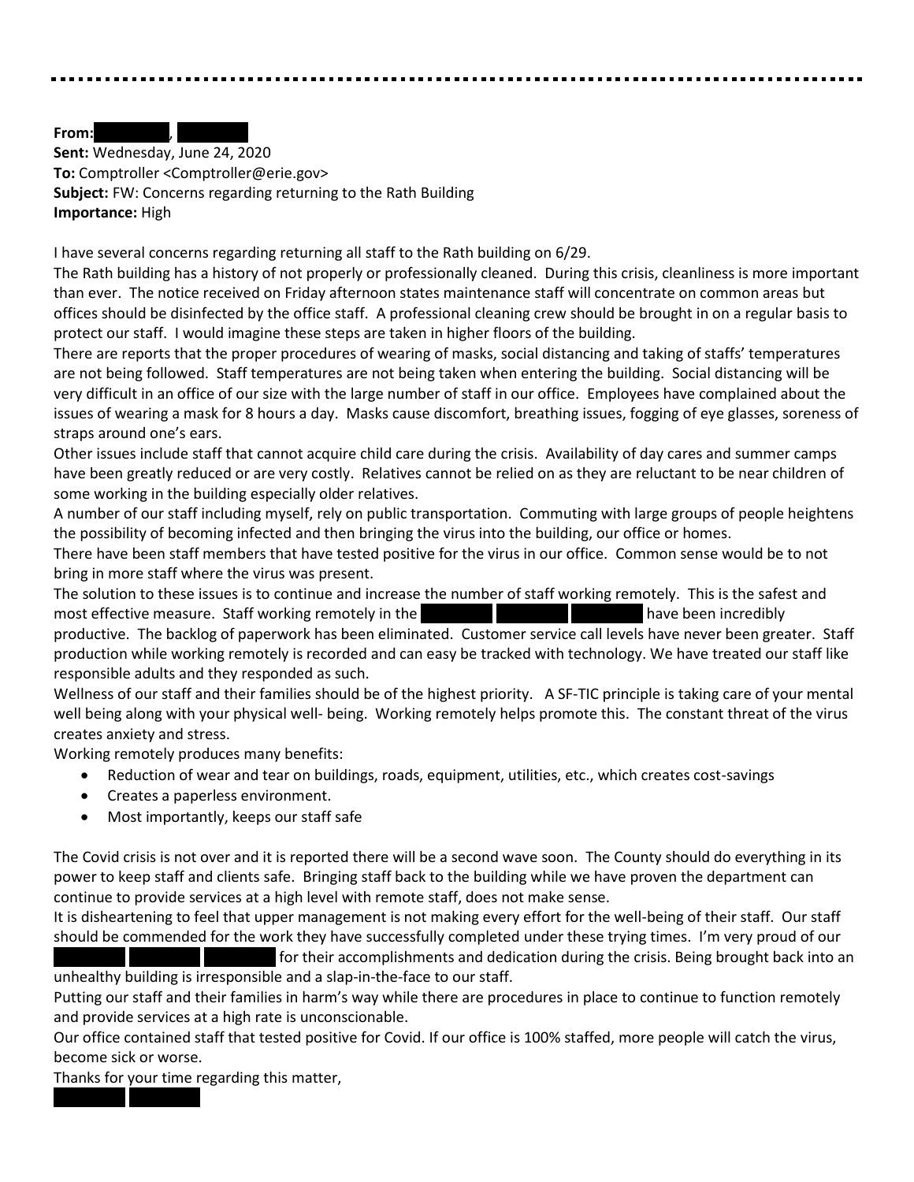**From:** ██████, ██████
**Sent:** Wednesday, June 24, 2020
**To:** Comptroller <Comptroller@erie.gov>
**Subject:** FW: Concerns regarding returning to the Rath Building
**Importance:** High

I have several concerns regarding returning all staff to the Rath building on 6/29.

The Rath building has a history of not properly or professionally cleaned. During this crisis, cleanliness is more important than ever. The notice received on Friday afternoon states maintenance staff will concentrate on common areas but offices should be disinfected by the office staff. A professional cleaning crew should be brought in on a regular basis to protect our staff. I would imagine these steps are taken in higher floors of the building.

There are reports that the proper procedures of wearing of masks, social distancing and taking of staffs' temperatures are not being followed. Staff temperatures are not being taken when entering the building. Social distancing will be very difficult in an office of our size with the large number of staff in our office. Employees have complained about the issues of wearing a mask for 8 hours a day. Masks cause discomfort, breathing issues, fogging of eye glasses, soreness of straps around one's ears.

Other issues include staff that cannot acquire child care during the crisis. Availability of day cares and summer camps have been greatly reduced or are very costly. Relatives cannot be relied on as they are reluctant to be near children of some working in the building especially older relatives.

A number of our staff including myself, rely on public transportation. Commuting with large groups of people heightens the possibility of becoming infected and then bringing the virus into the building, our office or homes.

There have been staff members that have tested positive for the virus in our office. Common sense would be to not bring in more staff where the virus was present.

The solution to these issues is to continue and increase the number of staff working remotely. This is the safest and most effective measure. Staff working remotely in the ██████ ██████ ██████ have been incredibly productive. The backlog of paperwork has been eliminated. Customer service call levels have never been greater. Staff production while working remotely is recorded and can easy be tracked with technology. We have treated our staff like responsible adults and they responded as such.

Wellness of our staff and their families should be of the highest priority. A SF-TIC principle is taking care of your mental well being along with your physical well- being. Working remotely helps promote this. The constant threat of the virus creates anxiety and stress.

Working remotely produces many benefits:

- Reduction of wear and tear on buildings, roads, equipment, utilities, etc., which creates cost-savings
- Creates a paperless environment.
- Most importantly, keeps our staff safe

The Covid crisis is not over and it is reported there will be a second wave soon. The County should do everything in its power to keep staff and clients safe. Bringing staff back to the building while we have proven the department can continue to provide services at a high level with remote staff, does not make sense.

It is disheartening to feel that upper management is not making every effort for the well-being of their staff. Our staff should be commended for the work they have successfully completed under these trying times. I'm very proud of our ██████ ██████ ██████ for their accomplishments and dedication during the crisis. Being brought back into an unhealthy building is irresponsible and a slap-in-the-face to our staff.

Putting our staff and their families in harm's way while there are procedures in place to continue to function remotely and provide services at a high rate is unconscionable.

Our office contained staff that tested positive for Covid. If our office is 100% staffed, more people will catch the virus, become sick or worse.

Thanks for your time regarding this matter,

██████ ██████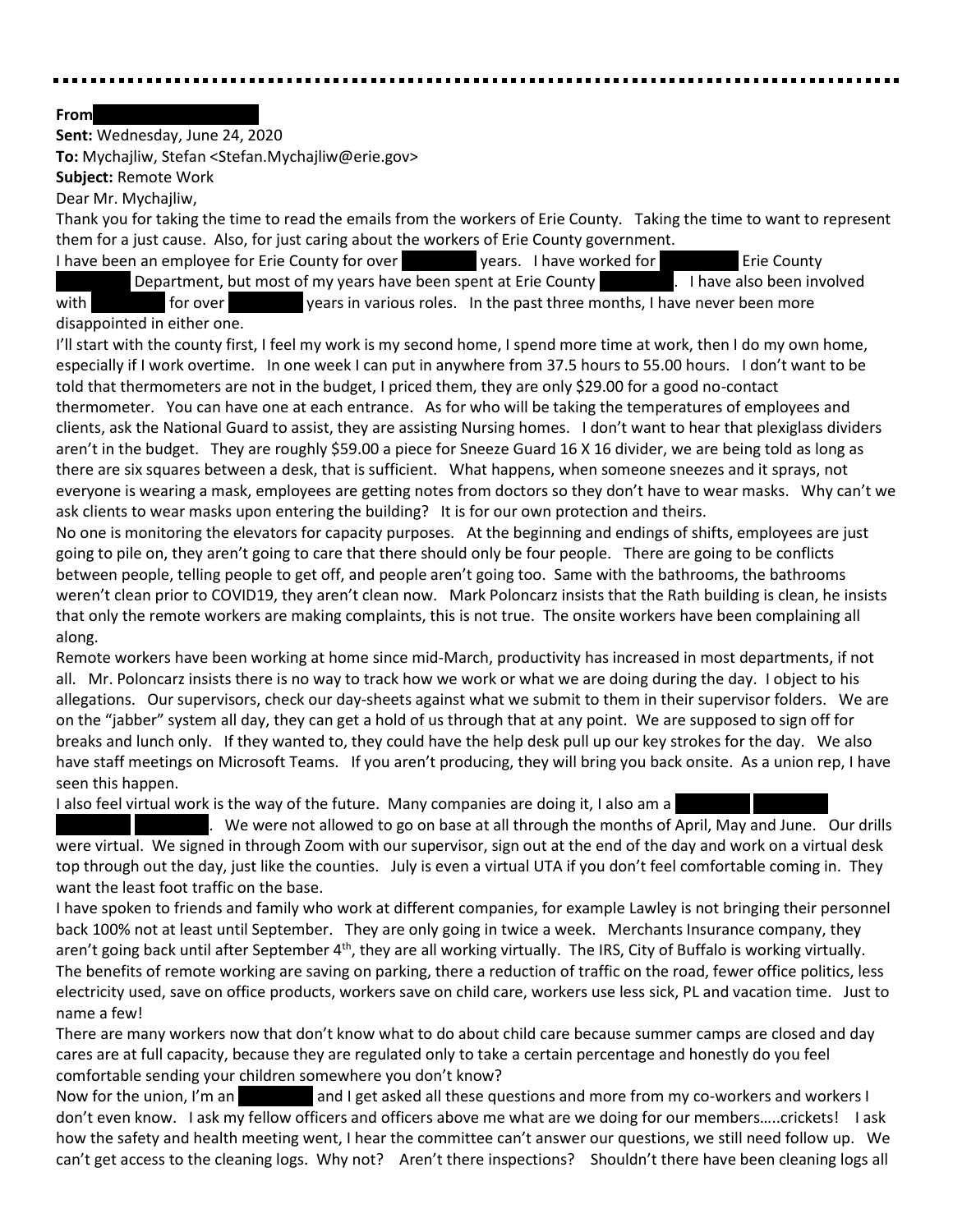**From**

**Sent:** Wednesday, June 24, 2020

**To:** Mychajliw, Stefan <Stefan.Mychajliw@erie.gov>

**Subject:** Remote Work

Dear Mr. Mychajliw,

Thank you for taking the time to read the emails from the workers of Erie County. Taking the time to want to represent them for a just cause. Also, for just caring about the workers of Erie County government.

I have been an employee for Erie County for over years. I have worked for Erie County Department, but most of my years have been spent at Erie County . I have also been involved with for over years in various roles. In the past three months, I have never been more disappointed in either one.

I'll start with the county first, I feel my work is my second home, I spend more time at work, then I do my own home, especially if I work overtime. In one week I can put in anywhere from 37.5 hours to 55.00 hours. I don't want to be told that thermometers are not in the budget, I priced them, they are only $29.00 for a good no-contact thermometer. You can have one at each entrance. As for who will be taking the temperatures of employees and clients, ask the National Guard to assist, they are assisting Nursing homes. I don't want to hear that plexiglass dividers aren't in the budget. They are roughly $59.00 a piece for Sneeze Guard 16 X 16 divider, we are being told as long as there are six squares between a desk, that is sufficient. What happens, when someone sneezes and it sprays, not everyone is wearing a mask, employees are getting notes from doctors so they don't have to wear masks. Why can't we ask clients to wear masks upon entering the building? It is for our own protection and theirs.

No one is monitoring the elevators for capacity purposes. At the beginning and endings of shifts, employees are just going to pile on, they aren't going to care that there should only be four people. There are going to be conflicts between people, telling people to get off, and people aren't going too. Same with the bathrooms, the bathrooms weren't clean prior to COVID19, they aren't clean now. Mark Poloncarz insists that the Rath building is clean, he insists that only the remote workers are making complaints, this is not true. The onsite workers have been complaining all along.

Remote workers have been working at home since mid-March, productivity has increased in most departments, if not all. Mr. Poloncarz insists there is no way to track how we work or what we are doing during the day. I object to his allegations. Our supervisors, check our day-sheets against what we submit to them in their supervisor folders. We are on the "jabber" system all day, they can get a hold of us through that at any point. We are supposed to sign off for breaks and lunch only. If they wanted to, they could have the help desk pull up our key strokes for the day. We also have staff meetings on Microsoft Teams. If you aren't producing, they will bring you back onsite. As a union rep, I have seen this happen.

I also feel virtual work is the way of the future. Many companies are doing it, I also am a . We were not allowed to go on base at all through the months of April, May and June. Our drills were virtual. We signed in through Zoom with our supervisor, sign out at the end of the day and work on a virtual desk top through out the day, just like the counties. July is even a virtual UTA if you don't feel comfortable coming in. They want the least foot traffic on the base.

I have spoken to friends and family who work at different companies, for example Lawley is not bringing their personnel back 100% not at least until September. They are only going in twice a week. Merchants Insurance company, they aren't going back until after September 4th, they are all working virtually. The IRS, City of Buffalo is working virtually. The benefits of remote working are saving on parking, there a reduction of traffic on the road, fewer office politics, less electricity used, save on office products, workers save on child care, workers use less sick, PL and vacation time. Just to name a few!

There are many workers now that don't know what to do about child care because summer camps are closed and day cares are at full capacity, because they are regulated only to take a certain percentage and honestly do you feel comfortable sending your children somewhere you don't know?

Now for the union, I'm an and I get asked all these questions and more from my co-workers and workers I don't even know. I ask my fellow officers and officers above me what are we doing for our members…..crickets! I ask how the safety and health meeting went, I hear the committee can't answer our questions, we still need follow up. We can't get access to the cleaning logs. Why not? Aren't there inspections? Shouldn't there have been cleaning logs all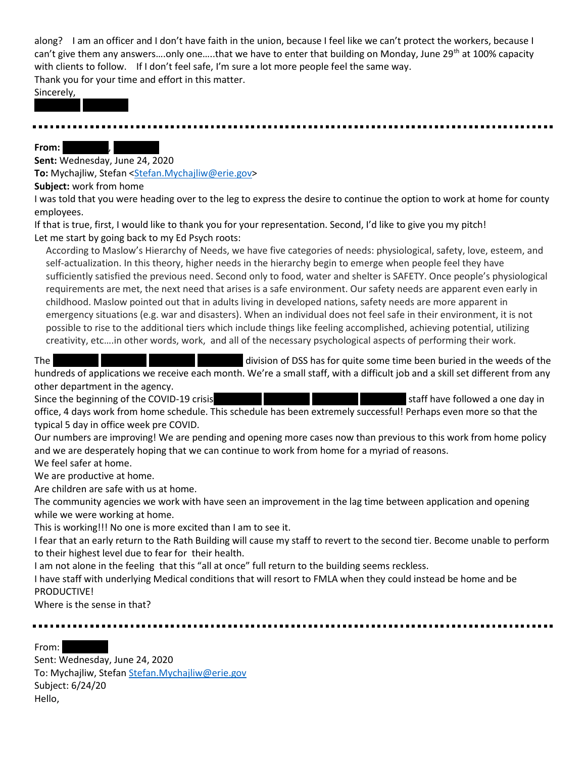along? I am an officer and I don't have faith in the union, because I feel like we can't protect the workers, because I can't give them any answers….only one…..that we have to enter that building on Monday, June 29th at 100% capacity with clients to follow. If I don't feel safe, I'm sure a lot more people feel the same way.

Thank you for your time and effort in this matter.

Sincerely,

---

**From:** ,

**Sent:** Wednesday, June 24, 2020

**To:** Mychajliw, Stefan <Stefan.Mychajliw@erie.gov>

**Subject:** work from home

I was told that you were heading over to the leg to express the desire to continue the option to work at home for county employees.

If that is true, first, I would like to thank you for your representation. Second, I'd like to give you my pitch!

Let me start by going back to my Ed Psych roots:

> According to Maslow's Hierarchy of Needs, we have five categories of needs: physiological, safety, love, esteem, and self-actualization. In this theory, higher needs in the hierarchy begin to emerge when people feel they have sufficiently satisfied the previous need. Second only to food, water and shelter is SAFETY. Once people's physiological requirements are met, the next need that arises is a safe environment. Our safety needs are apparent even early in childhood. Maslow pointed out that in adults living in developed nations, safety needs are more apparent in emergency situations (e.g. war and disasters). When an individual does not feel safe in their environment, it is not possible to rise to the additional tiers which include things like feeling accomplished, achieving potential, utilizing creativity, etc….in other words, work, and all of the necessary psychological aspects of performing their work.

The division of DSS has for quite some time been buried in the weeds of the hundreds of applications we receive each month. We're a small staff, with a difficult job and a skill set different from any other department in the agency.

Since the beginning of the COVID-19 crisis staff have followed a one day in office, 4 days work from home schedule. This schedule has been extremely successful! Perhaps even more so that the typical 5 day in office week pre COVID.

Our numbers are improving! We are pending and opening more cases now than previous to this work from home policy and we are desperately hoping that we can continue to work from home for a myriad of reasons.

We feel safer at home.

We are productive at home.

Are children are safe with us at home.

The community agencies we work with have seen an improvement in the lag time between application and opening while we were working at home.

This is working!!! No one is more excited than I am to see it.

I fear that an early return to the Rath Building will cause my staff to revert to the second tier. Become unable to perform to their highest level due to fear for their health.

I am not alone in the feeling that this "all at once" full return to the building seems reckless.

I have staff with underlying Medical conditions that will resort to FMLA when they could instead be home and be PRODUCTIVE!

Where is the sense in that?

---

From:

Sent: Wednesday, June 24, 2020

To: Mychajliw, Stefan Stefan.Mychajliw@erie.gov

Subject: 6/24/20

Hello,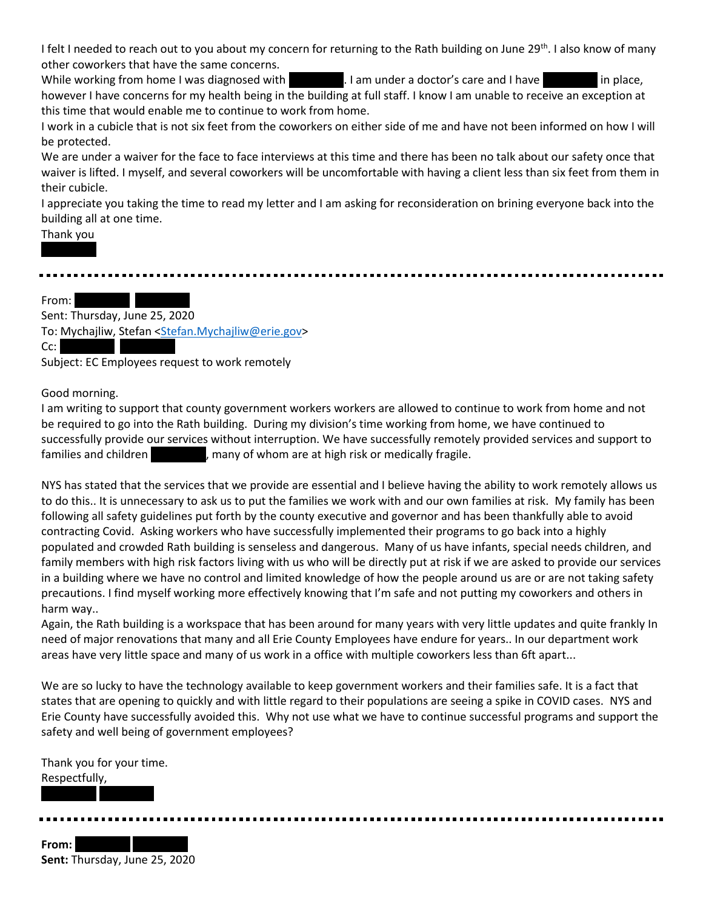I felt I needed to reach out to you about my concern for returning to the Rath building on June 29th. I also know of many other coworkers that have the same concerns.

While working from home I was diagnosed with ██████. I am under a doctor's care and I have ██████ in place, however I have concerns for my health being in the building at full staff. I know I am unable to receive an exception at this time that would enable me to continue to work from home.

I work in a cubicle that is not six feet from the coworkers on either side of me and have not been informed on how I will be protected.

We are under a waiver for the face to face interviews at this time and there has been no talk about our safety once that waiver is lifted. I myself, and several coworkers will be uncomfortable with having a client less than six feet from them in their cubicle.

I appreciate you taking the time to read my letter and I am asking for reconsideration on brining everyone back into the building all at one time.

Thank you

██████

---

From: ██████ ██████
Sent: Thursday, June 25, 2020
To: Mychajliw, Stefan <Stefan.Mychajliw@erie.gov>
Cc: ██████ ██████
Subject: EC Employees request to work remotely

Good morning.

I am writing to support that county government workers workers are allowed to continue to work from home and not be required to go into the Rath building. During my division's time working from home, we have continued to successfully provide our services without interruption. We have successfully remotely provided services and support to families and children ██████, many of whom are at high risk or medically fragile.

NYS has stated that the services that we provide are essential and I believe having the ability to work remotely allows us to do this.. It is unnecessary to ask us to put the families we work with and our own families at risk. My family has been following all safety guidelines put forth by the county executive and governor and has been thankfully able to avoid contracting Covid. Asking workers who have successfully implemented their programs to go back into a highly populated and crowded Rath building is senseless and dangerous. Many of us have infants, special needs children, and family members with high risk factors living with us who will be directly put at risk if we are asked to provide our services in a building where we have no control and limited knowledge of how the people around us are or are not taking safety precautions. I find myself working more effectively knowing that I'm safe and not putting my coworkers and others in harm way..

Again, the Rath building is a workspace that has been around for many years with very little updates and quite frankly In need of major renovations that many and all Erie County Employees have endure for years.. In our department work areas have very little space and many of us work in a office with multiple coworkers less than 6ft apart...

We are so lucky to have the technology available to keep government workers and their families safe. It is a fact that states that are opening to quickly and with little regard to their populations are seeing a spike in COVID cases. NYS and Erie County have successfully avoided this. Why not use what we have to continue successful programs and support the safety and well being of government employees?

Thank you for your time.

Respectfully,

██████ ██████

---

**From:** ██████ ██████
**Sent:** Thursday, June 25, 2020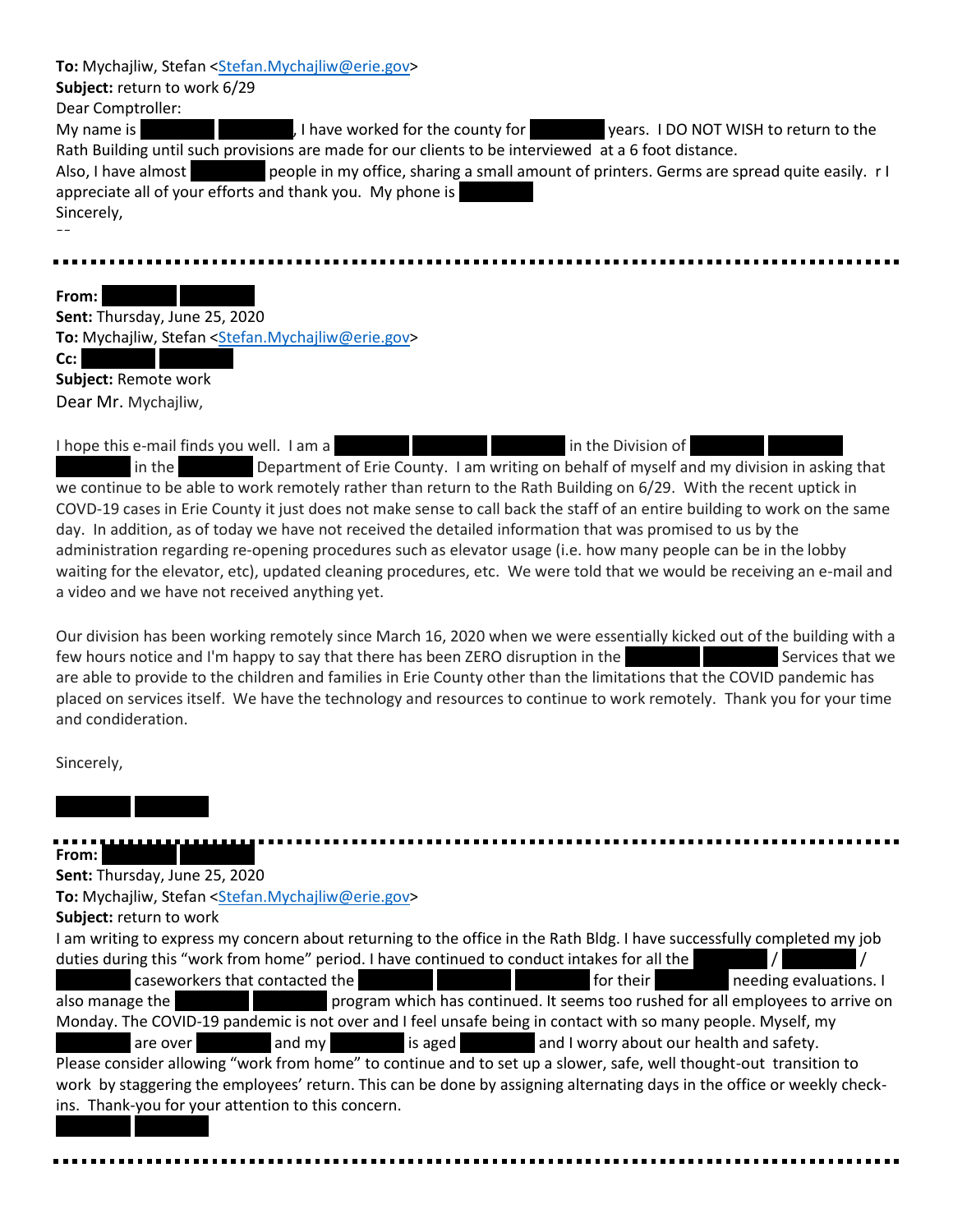**To:** Mychajliw, Stefan <Stefan.Mychajliw@erie.gov>
**Subject:** return to work 6/29
Dear Comptroller:
My name is [REDACTED] [REDACTED], I have worked for the county for [REDACTED] years. I DO NOT WISH to return to the Rath Building until such provisions are made for our clients to be interviewed at a 6 foot distance.
Also, I have almost [REDACTED] people in my office, sharing a small amount of printers. Germs are spread quite easily. r I appreciate all of your efforts and thank you. My phone is [REDACTED]
Sincerely,
--

---

**From:** [REDACTED] [REDACTED]
**Sent:** Thursday, June 25, 2020
**To:** Mychajliw, Stefan <Stefan.Mychajliw@erie.gov>
**Cc:** [REDACTED] [REDACTED]
**Subject:** Remote work
Dear Mr. Mychajliw,

I hope this e-mail finds you well. I am a [REDACTED] [REDACTED] [REDACTED] in the Division of [REDACTED] [REDACTED] [REDACTED] in the [REDACTED] Department of Erie County. I am writing on behalf of myself and my division in asking that we continue to be able to work remotely rather than return to the Rath Building on 6/29. With the recent uptick in COVD-19 cases in Erie County it just does not make sense to call back the staff of an entire building to work on the same day. In addition, as of today we have not received the detailed information that was promised to us by the administration regarding re-opening procedures such as elevator usage (i.e. how many people can be in the lobby waiting for the elevator, etc), updated cleaning procedures, etc. We were told that we would be receiving an e-mail and a video and we have not received anything yet.

Our division has been working remotely since March 16, 2020 when we were essentially kicked out of the building with a few hours notice and I'm happy to say that there has been ZERO disruption in the [REDACTED] [REDACTED] Services that we are able to provide to the children and families in Erie County other than the limitations that the COVID pandemic has placed on services itself. We have the technology and resources to continue to work remotely. Thank you for your time and condideration.

Sincerely,

[REDACTED] [REDACTED]

---

**From:** [REDACTED] [REDACTED]
**Sent:** Thursday, June 25, 2020
**To:** Mychajliw, Stefan <Stefan.Mychajliw@erie.gov>
**Subject:** return to work
I am writing to express my concern about returning to the office in the Rath Bldg. I have successfully completed my job duties during this "work from home" period. I have continued to conduct intakes for all the [REDACTED] / [REDACTED] / [REDACTED] caseworkers that contacted the [REDACTED] [REDACTED] [REDACTED] for their [REDACTED] needing evaluations. I also manage the [REDACTED] [REDACTED] program which has continued. It seems too rushed for all employees to arrive on Monday. The COVID-19 pandemic is not over and I feel unsafe being in contact with so many people. Myself, my [REDACTED] are over [REDACTED] and my [REDACTED] is aged [REDACTED] and I worry about our health and safety.
Please consider allowing "work from home" to continue and to set up a slower, safe, well thought-out transition to work by staggering the employees' return. This can be done by assigning alternating days in the office or weekly check-ins. Thank-you for your attention to this concern.
[REDACTED] [REDACTED]

---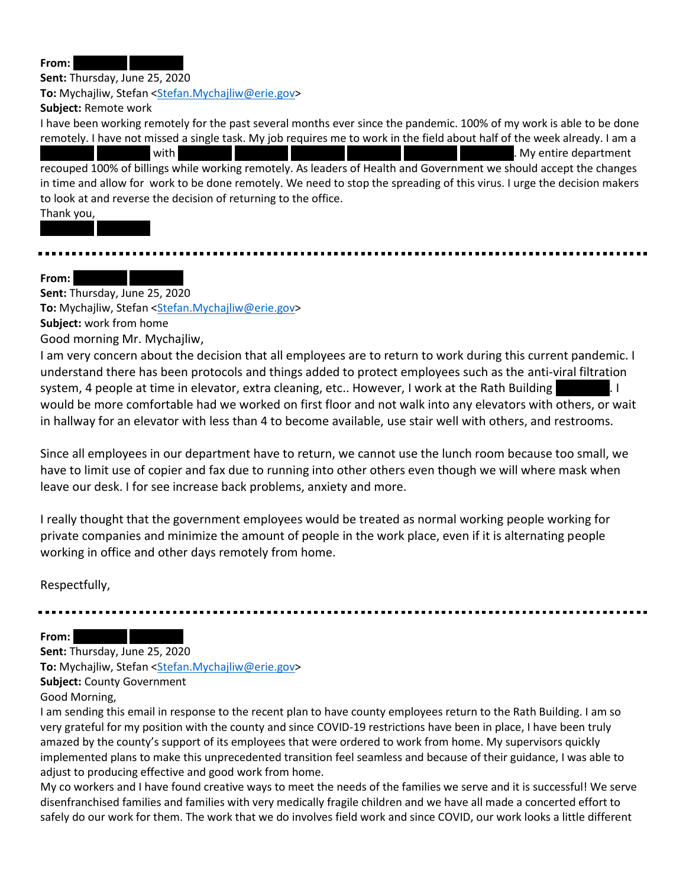**From:** ████ ████
**Sent:** Thursday, June 25, 2020
**To:** Mychajliw, Stefan <Stefan.Mychajliw@erie.gov>
**Subject:** Remote work

I have been working remotely for the past several months ever since the pandemic. 100% of my work is able to be done remotely. I have not missed a single task. My job requires me to work in the field about half of the week already. I am a ████ ████ with ████ ████ ████ ████ ████ ████. My entire department recouped 100% of billings while working remotely. As leaders of Health and Government we should accept the changes in time and allow for work to be done remotely. We need to stop the spreading of this virus. I urge the decision makers to look at and reverse the decision of returning to the office.

Thank you,

████ ████

---

**From:** ████ ████
**Sent:** Thursday, June 25, 2020
**To:** Mychajliw, Stefan <Stefan.Mychajliw@erie.gov>
**Subject:** work from home

Good morning Mr. Mychajliw,

I am very concern about the decision that all employees are to return to work during this current pandemic. I understand there has been protocols and things added to protect employees such as the anti-viral filtration system, 4 people at time in elevator, extra cleaning, etc.. However, I work at the Rath Building ████. I would be more comfortable had we worked on first floor and not walk into any elevators with others, or wait in hallway for an elevator with less than 4 to become available, use stair well with others, and restrooms.

Since all employees in our department have to return, we cannot use the lunch room because too small, we have to limit use of copier and fax due to running into other others even though we will where mask when leave our desk. I for see increase back problems, anxiety and more.

I really thought that the government employees would be treated as normal working people working for private companies and minimize the amount of people in the work place, even if it is alternating people working in office and other days remotely from home.

Respectfully,

---

**From:** ████ ████
**Sent:** Thursday, June 25, 2020
**To:** Mychajliw, Stefan <Stefan.Mychajliw@erie.gov>
**Subject:** County Government

Good Morning,

I am sending this email in response to the recent plan to have county employees return to the Rath Building. I am so very grateful for my position with the county and since COVID-19 restrictions have been in place, I have been truly amazed by the county's support of its employees that were ordered to work from home. My supervisors quickly implemented plans to make this unprecedented transition feel seamless and because of their guidance, I was able to adjust to producing effective and good work from home.

My co workers and I have found creative ways to meet the needs of the families we serve and it is successful! We serve disenfranchised families and families with very medically fragile children and we have all made a concerted effort to safely do our work for them. The work that we do involves field work and since COVID, our work looks a little different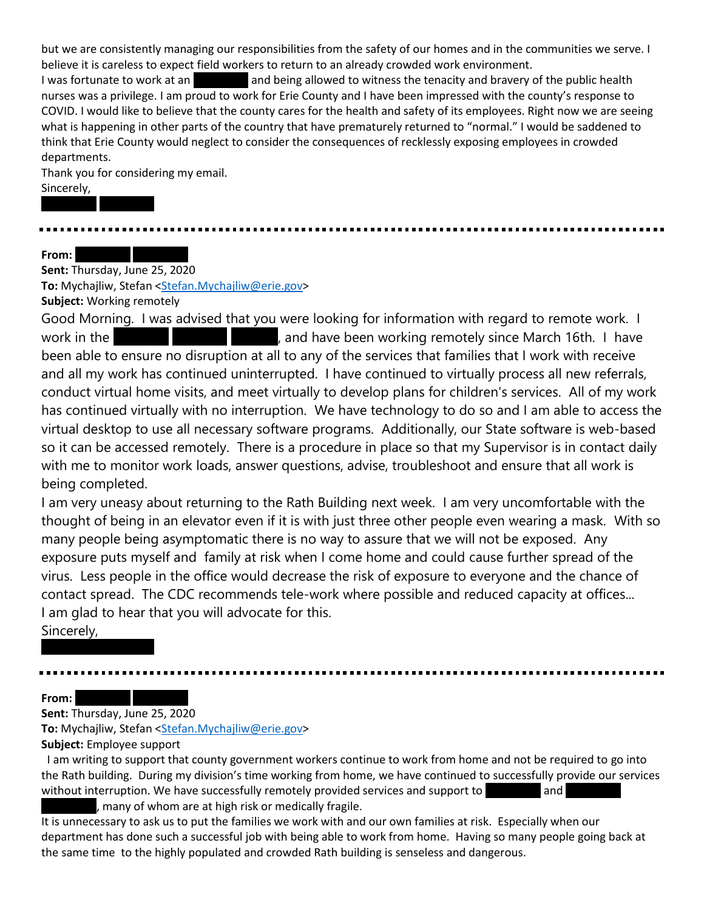but we are consistently managing our responsibilities from the safety of our homes and in the communities we serve. I believe it is careless to expect field workers to return to an already crowded work environment.
I was fortunate to work at an [REDACTED] and being allowed to witness the tenacity and bravery of the public health nurses was a privilege. I am proud to work for Erie County and I have been impressed with the county's response to COVID. I would like to believe that the county cares for the health and safety of its employees. Right now we are seeing what is happening in other parts of the country that have prematurely returned to "normal." I would be saddened to think that Erie County would neglect to consider the consequences of recklessly exposing employees in crowded departments.
Thank you for considering my email.
Sincerely,
[REDACTED]

---

**From:** [REDACTED]
**Sent:** Thursday, June 25, 2020
**To:** Mychajliw, Stefan <Stefan.Mychajliw@erie.gov>
**Subject:** Working remotely

Good Morning. I was advised that you were looking for information with regard to remote work. I work in the [REDACTED], and have been working remotely since March 16th. I have been able to ensure no disruption at all to any of the services that families that I work with receive and all my work has continued uninterrupted. I have continued to virtually process all new referrals, conduct virtual home visits, and meet virtually to develop plans for children's services. All of my work has continued virtually with no interruption. We have technology to do so and I am able to access the virtual desktop to use all necessary software programs. Additionally, our State software is web-based so it can be accessed remotely. There is a procedure in place so that my Supervisor is in contact daily with me to monitor work loads, answer questions, advise, troubleshoot and ensure that all work is being completed.
I am very uneasy about returning to the Rath Building next week. I am very uncomfortable with the thought of being in an elevator even if it is with just three other people even wearing a mask. With so many people being asymptomatic there is no way to assure that we will not be exposed. Any exposure puts myself and family at risk when I come home and could cause further spread of the virus. Less people in the office would decrease the risk of exposure to everyone and the chance of contact spread. The CDC recommends tele-work where possible and reduced capacity at offices...
I am glad to hear that you will advocate for this.
Sincerely,
[REDACTED]

---

**From:** [REDACTED]
**Sent:** Thursday, June 25, 2020
**To:** Mychajliw, Stefan <Stefan.Mychajliw@erie.gov>
**Subject:** Employee support

I am writing to support that county government workers continue to work from home and not be required to go into the Rath building. During my division's time working from home, we have continued to successfully provide our services without interruption. We have successfully remotely provided services and support to [REDACTED] and [REDACTED], many of whom are at high risk or medically fragile.
It is unnecessary to ask us to put the families we work with and our own families at risk. Especially when our department has done such a successful job with being able to work from home. Having so many people going back at the same time to the highly populated and crowded Rath building is senseless and dangerous.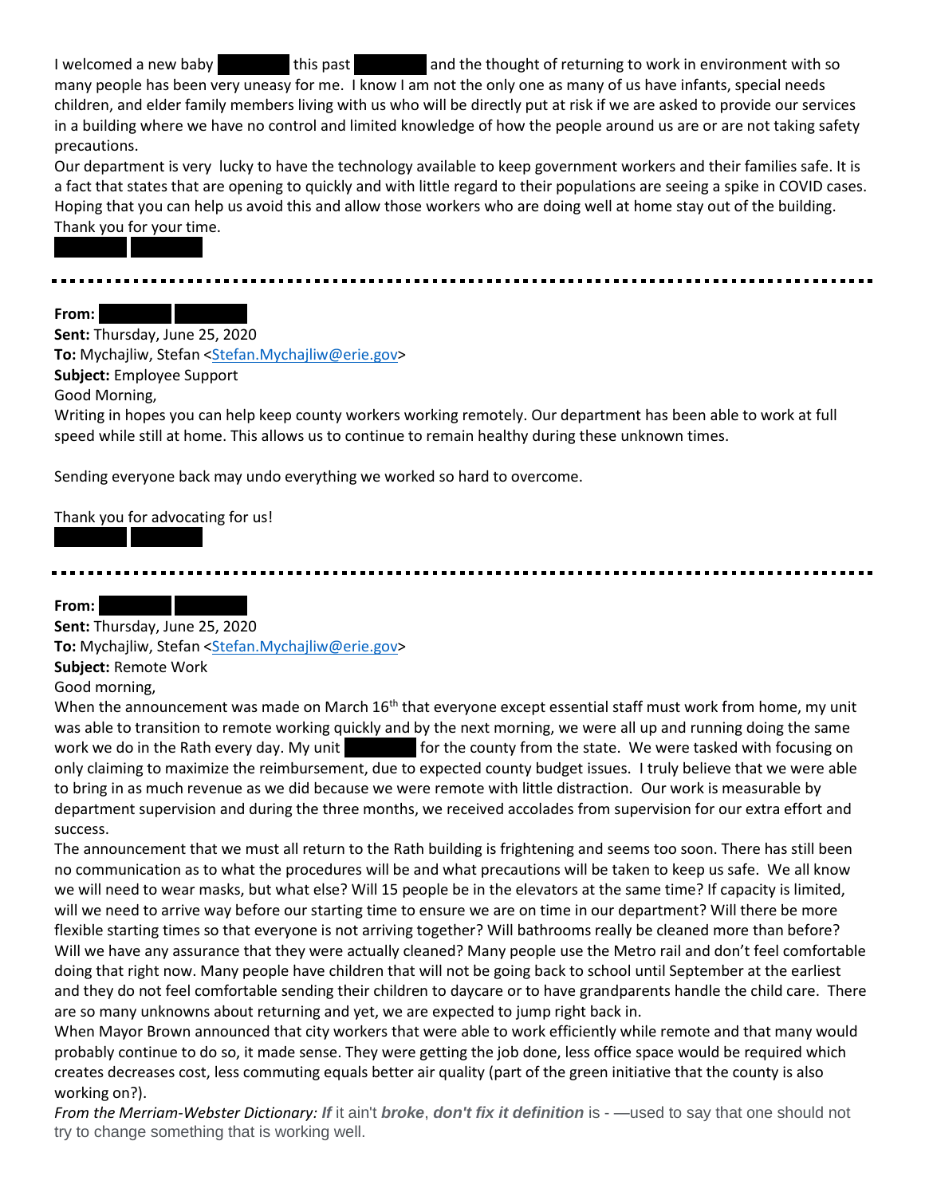I welcomed a new baby [REDACTED] this past [REDACTED] and the thought of returning to work in environment with so many people has been very uneasy for me. I know I am not the only one as many of us have infants, special needs children, and elder family members living with us who will be directly put at risk if we are asked to provide our services in a building where we have no control and limited knowledge of how the people around us are or are not taking safety precautions.
Our department is very lucky to have the technology available to keep government workers and their families safe. It is a fact that states that are opening to quickly and with little regard to their populations are seeing a spike in COVID cases. Hoping that you can help us avoid this and allow those workers who are doing well at home stay out of the building.
Thank you for your time.
[REDACTED] [REDACTED]

---

**From:** [REDACTED] [REDACTED]
**Sent:** Thursday, June 25, 2020
**To:** Mychajliw, Stefan <Stefan.Mychajliw@erie.gov>
**Subject:** Employee Support
Good Morning,
Writing in hopes you can help keep county workers working remotely. Our department has been able to work at full speed while still at home. This allows us to continue to remain healthy during these unknown times.

Sending everyone back may undo everything we worked so hard to overcome.

Thank you for advocating for us!
[REDACTED] [REDACTED]

---

**From:** [REDACTED] [REDACTED]
**Sent:** Thursday, June 25, 2020
**To:** Mychajliw, Stefan <Stefan.Mychajliw@erie.gov>
**Subject:** Remote Work
Good morning,
When the announcement was made on March 16th that everyone except essential staff must work from home, my unit was able to transition to remote working quickly and by the next morning, we were all up and running doing the same work we do in the Rath every day. My unit [REDACTED] for the county from the state. We were tasked with focusing on only claiming to maximize the reimbursement, due to expected county budget issues. I truly believe that we were able to bring in as much revenue as we did because we were remote with little distraction. Our work is measurable by department supervision and during the three months, we received accolades from supervision for our extra effort and success.
The announcement that we must all return to the Rath building is frightening and seems too soon. There has still been no communication as to what the procedures will be and what precautions will be taken to keep us safe. We all know we will need to wear masks, but what else? Will 15 people be in the elevators at the same time? If capacity is limited, will we need to arrive way before our starting time to ensure we are on time in our department? Will there be more flexible starting times so that everyone is not arriving together? Will bathrooms really be cleaned more than before? Will we have any assurance that they were actually cleaned? Many people use the Metro rail and don't feel comfortable doing that right now. Many people have children that will not be going back to school until September at the earliest and they do not feel comfortable sending their children to daycare or to have grandparents handle the child care. There are so many unknowns about returning and yet, we are expected to jump right back in.
When Mayor Brown announced that city workers that were able to work efficiently while remote and that many would probably continue to do so, it made sense. They were getting the job done, less office space would be required which creates decreases cost, less commuting equals better air quality (part of the green initiative that the county is also working on?).
*From the Merriam-Webster Dictionary: **If*** it ain't ***broke***, ***don't fix it definition*** is - —used to say that one should not try to change something that is working well.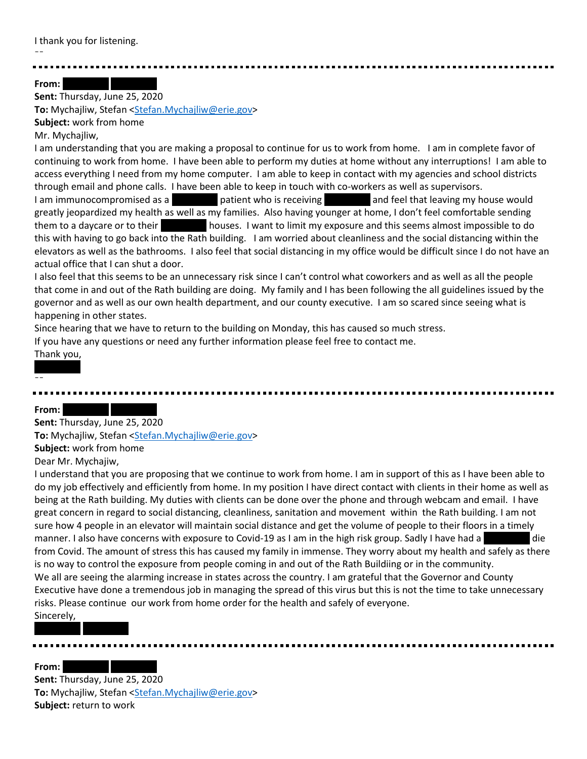I thank you for listening.

--

---

**From:** [REDACTED] [REDACTED]
**Sent:** Thursday, June 25, 2020
**To:** Mychajliw, Stefan <Stefan.Mychajliw@erie.gov>
**Subject:** work from home

Mr. Mychajliw,

I am understanding that you are making a proposal to continue for us to work from home. I am in complete favor of continuing to work from home. I have been able to perform my duties at home without any interruptions! I am able to access everything I need from my home computer. I am able to keep in contact with my agencies and school districts through email and phone calls. I have been able to keep in touch with co-workers as well as supervisors.

I am immunocompromised as a [REDACTED] patient who is receiving [REDACTED] and feel that leaving my house would greatly jeopardized my health as well as my families. Also having younger at home, I don't feel comfortable sending them to a daycare or to their [REDACTED] houses. I want to limit my exposure and this seems almost impossible to do this with having to go back into the Rath building. I am worried about cleanliness and the social distancing within the elevators as well as the bathrooms. I also feel that social distancing in my office would be difficult since I do not have an actual office that I can shut a door.

I also feel that this seems to be an unnecessary risk since I can't control what coworkers and as well as all the people that come in and out of the Rath building are doing. My family and I has been following the all guidelines issued by the governor and as well as our own health department, and our county executive. I am so scared since seeing what is happening in other states.

Since hearing that we have to return to the building on Monday, this has caused so much stress.

If you have any questions or need any further information please feel free to contact me.

Thank you,

[REDACTED]

--

---

**From:** [REDACTED] [REDACTED]
**Sent:** Thursday, June 25, 2020
**To:** Mychajliw, Stefan <Stefan.Mychajliw@erie.gov>
**Subject:** work from home

Dear Mr. Mychajiw,

I understand that you are proposing that we continue to work from home. I am in support of this as I have been able to do my job effectively and efficiently from home. In my position I have direct contact with clients in their home as well as being at the Rath building. My duties with clients can be done over the phone and through webcam and email. I have great concern in regard to social distancing, cleanliness, sanitation and movement within the Rath building. I am not sure how 4 people in an elevator will maintain social distance and get the volume of people to their floors in a timely manner. I also have concerns with exposure to Covid-19 as I am in the high risk group. Sadly I have had a [REDACTED] die from Covid. The amount of stress this has caused my family in immense. They worry about my health and safely as there is no way to control the exposure from people coming in and out of the Rath Buildiing or in the community.

We all are seeing the alarming increase in states across the country. I am grateful that the Governor and County Executive have done a tremendous job in managing the spread of this virus but this is not the time to take unnecessary risks. Please continue our work from home order for the health and safely of everyone.

Sincerely,

[REDACTED] [REDACTED]

---

**From:** [REDACTED] [REDACTED]
**Sent:** Thursday, June 25, 2020
**To:** Mychajliw, Stefan <Stefan.Mychajliw@erie.gov>
**Subject:** return to work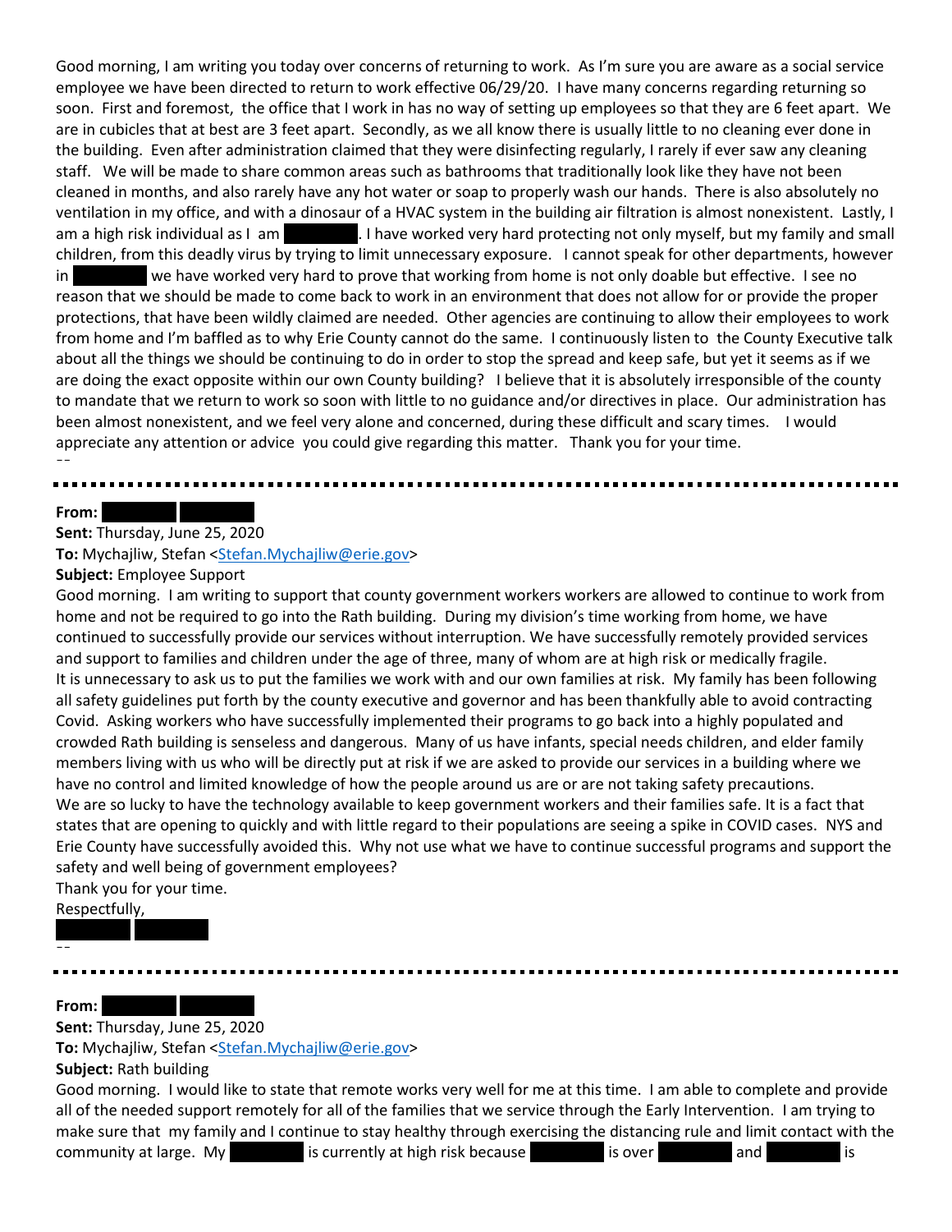Good morning, I am writing you today over concerns of returning to work. As I'm sure you are aware as a social service employee we have been directed to return to work effective 06/29/20. I have many concerns regarding returning so soon. First and foremost, the office that I work in has no way of setting up employees so that they are 6 feet apart. We are in cubicles that at best are 3 feet apart. Secondly, as we all know there is usually little to no cleaning ever done in the building. Even after administration claimed that they were disinfecting regularly, I rarely if ever saw any cleaning staff. We will be made to share common areas such as bathrooms that traditionally look like they have not been cleaned in months, and also rarely have any hot water or soap to properly wash our hands. There is also absolutely no ventilation in my office, and with a dinosaur of a HVAC system in the building air filtration is almost nonexistent. Lastly, I am a high risk individual as I am ████████. I have worked very hard protecting not only myself, but my family and small children, from this deadly virus by trying to limit unnecessary exposure. I cannot speak for other departments, however in ████████ we have worked very hard to prove that working from home is not only doable but effective. I see no reason that we should be made to come back to work in an environment that does not allow for or provide the proper protections, that have been wildly claimed are needed. Other agencies are continuing to allow their employees to work from home and I'm baffled as to why Erie County cannot do the same. I continuously listen to the County Executive talk about all the things we should be continuing to do in order to stop the spread and keep safe, but yet it seems as if we are doing the exact opposite within our own County building? I believe that it is absolutely irresponsible of the county to mandate that we return to work so soon with little to no guidance and/or directives in place. Our administration has been almost nonexistent, and we feel very alone and concerned, during these difficult and scary times. I would appreciate any attention or advice you could give regarding this matter. Thank you for your time.

--

---

**From:** ████████ ████████
**Sent:** Thursday, June 25, 2020
**To:** Mychajliw, Stefan <Stefan.Mychajliw@erie.gov>
**Subject:** Employee Support

Good morning. I am writing to support that county government workers workers are allowed to continue to work from home and not be required to go into the Rath building. During my division's time working from home, we have continued to successfully provide our services without interruption. We have successfully remotely provided services and support to families and children under the age of three, many of whom are at high risk or medically fragile.

It is unnecessary to ask us to put the families we work with and our own families at risk. My family has been following all safety guidelines put forth by the county executive and governor and has been thankfully able to avoid contracting Covid. Asking workers who have successfully implemented their programs to go back into a highly populated and crowded Rath building is senseless and dangerous. Many of us have infants, special needs children, and elder family members living with us who will be directly put at risk if we are asked to provide our services in a building where we have no control and limited knowledge of how the people around us are or are not taking safety precautions.

We are so lucky to have the technology available to keep government workers and their families safe. It is a fact that states that are opening to quickly and with little regard to their populations are seeing a spike in COVID cases. NYS and Erie County have successfully avoided this. Why not use what we have to continue successful programs and support the safety and well being of government employees?

Thank you for your time.

Respectfully,

████████ ████████

--

---

**From:** ████████ ████████
**Sent:** Thursday, June 25, 2020
**To:** Mychajliw, Stefan <Stefan.Mychajliw@erie.gov>
**Subject:** Rath building

Good morning. I would like to state that remote works very well for me at this time. I am able to complete and provide all of the needed support remotely for all of the families that we service through the Early Intervention. I am trying to make sure that my family and I continue to stay healthy through exercising the distancing rule and limit contact with the community at large. My ████████ is currently at high risk because ████████ is over ████████ and ████████ is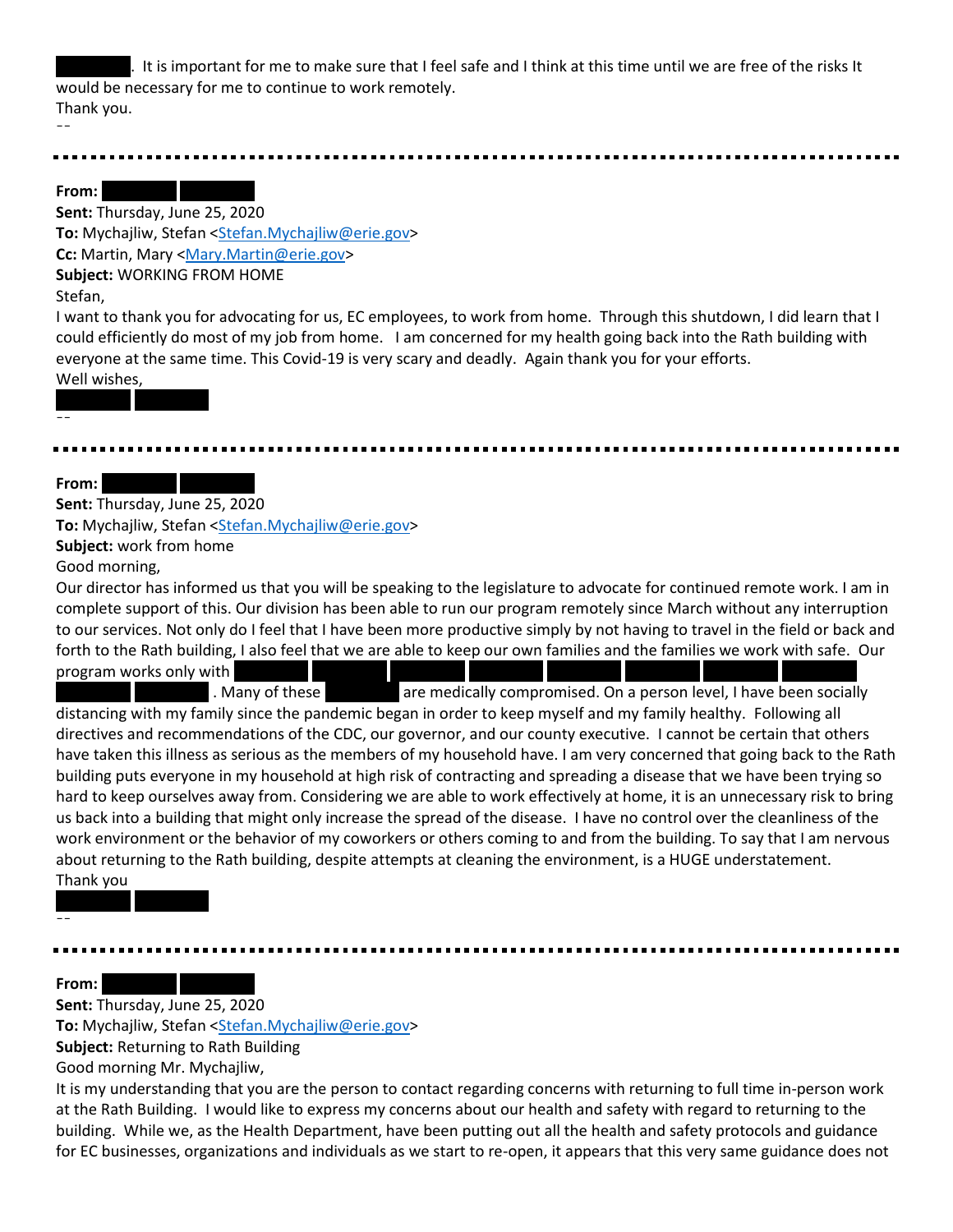[REDACTED]. It is important for me to make sure that I feel safe and I think at this time until we are free of the risks It would be necessary for me to continue to work remotely.
Thank you.
--

---

**From:** [REDACTED] [REDACTED]
**Sent:** Thursday, June 25, 2020
**To:** Mychajliw, Stefan <Stefan.Mychajliw@erie.gov>
**Cc:** Martin, Mary <Mary.Martin@erie.gov>
**Subject:** WORKING FROM HOME
Stefan,
I want to thank you for advocating for us, EC employees, to work from home. Through this shutdown, I did learn that I could efficiently do most of my job from home. I am concerned for my health going back into the Rath building with everyone at the same time. This Covid-19 is very scary and deadly. Again thank you for your efforts.
Well wishes,
[REDACTED] [REDACTED]
--

---

**From:** [REDACTED] [REDACTED]
**Sent:** Thursday, June 25, 2020
**To:** Mychajliw, Stefan <Stefan.Mychajliw@erie.gov>
**Subject:** work from home
Good morning,
Our director has informed us that you will be speaking to the legislature to advocate for continued remote work. I am in complete support of this. Our division has been able to run our program remotely since March without any interruption to our services. Not only do I feel that I have been more productive simply by not having to travel in the field or back and forth to the Rath building, I also feel that we are able to keep our own families and the families we work with safe. Our program works only with [REDACTED] [REDACTED] [REDACTED] [REDACTED] [REDACTED] [REDACTED] [REDACTED] [REDACTED] [REDACTED] [REDACTED]. Many of these [REDACTED] are medically compromised. On a person level, I have been socially distancing with my family since the pandemic began in order to keep myself and my family healthy. Following all directives and recommendations of the CDC, our governor, and our county executive. I cannot be certain that others have taken this illness as serious as the members of my household have. I am very concerned that going back to the Rath building puts everyone in my household at high risk of contracting and spreading a disease that we have been trying so hard to keep ourselves away from. Considering we are able to work effectively at home, it is an unnecessary risk to bring us back into a building that might only increase the spread of the disease. I have no control over the cleanliness of the work environment or the behavior of my coworkers or others coming to and from the building. To say that I am nervous about returning to the Rath building, despite attempts at cleaning the environment, is a HUGE understatement.
Thank you
[REDACTED] [REDACTED]
--

---

**From:** [REDACTED] [REDACTED]
**Sent:** Thursday, June 25, 2020
**To:** Mychajliw, Stefan <Stefan.Mychajliw@erie.gov>
**Subject:** Returning to Rath Building
Good morning Mr. Mychajliw,
It is my understanding that you are the person to contact regarding concerns with returning to full time in-person work at the Rath Building. I would like to express my concerns about our health and safety with regard to returning to the building. While we, as the Health Department, have been putting out all the health and safety protocols and guidance for EC businesses, organizations and individuals as we start to re-open, it appears that this very same guidance does not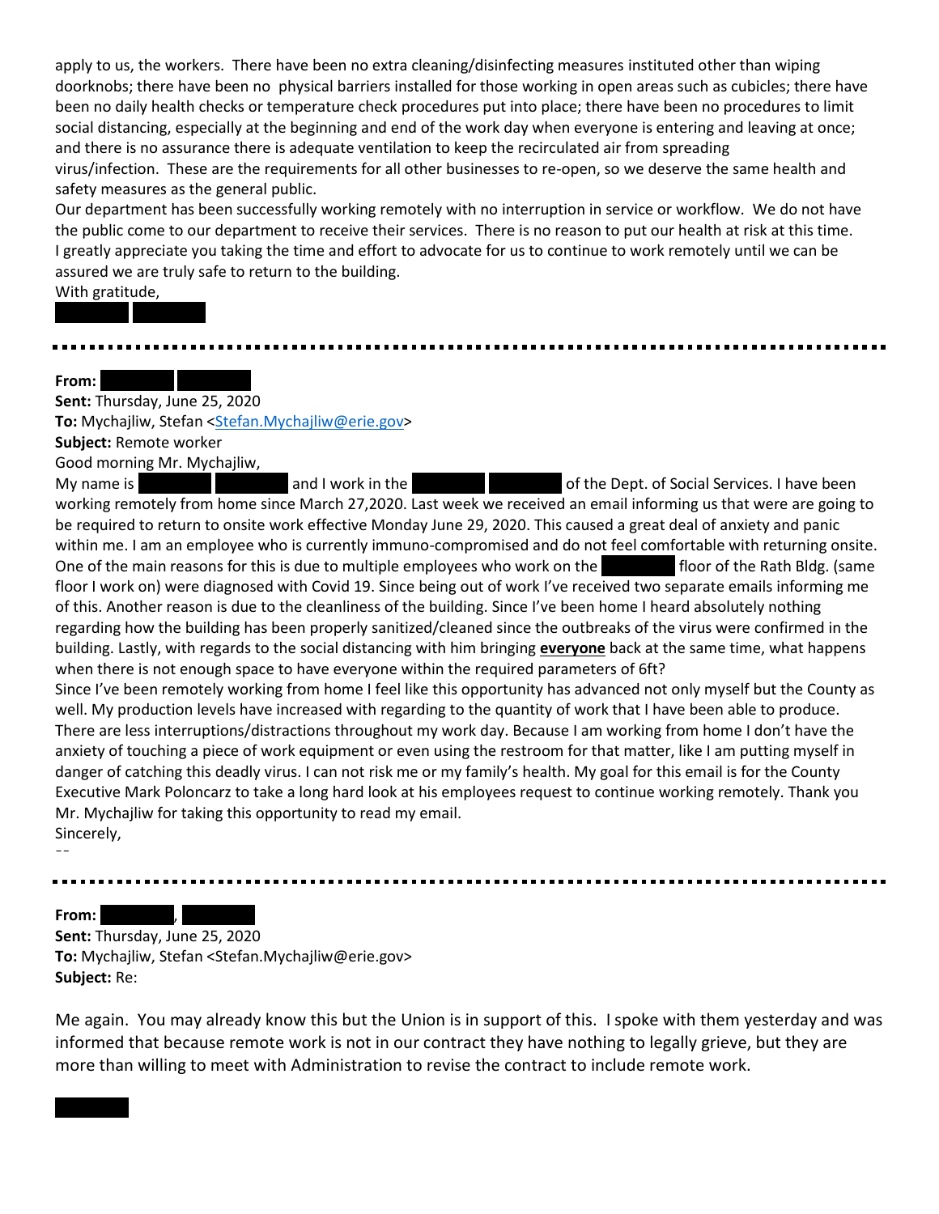apply to us, the workers. There have been no extra cleaning/disinfecting measures instituted other than wiping doorknobs; there have been no physical barriers installed for those working in open areas such as cubicles; there have been no daily health checks or temperature check procedures put into place; there have been no procedures to limit social distancing, especially at the beginning and end of the work day when everyone is entering and leaving at once; and there is no assurance there is adequate ventilation to keep the recirculated air from spreading virus/infection. These are the requirements for all other businesses to re-open, so we deserve the same health and safety measures as the general public.

Our department has been successfully working remotely with no interruption in service or workflow. We do not have the public come to our department to receive their services. There is no reason to put our health at risk at this time.

I greatly appreciate you taking the time and effort to advocate for us to continue to work remotely until we can be assured we are truly safe to return to the building.

With gratitude,

[REDACTED]

---

**From:** [REDACTED]
**Sent:** Thursday, June 25, 2020
**To:** Mychajliw, Stefan <Stefan.Mychajliw@erie.gov>
**Subject:** Remote worker

Good morning Mr. Mychajliw,

My name is [REDACTED] and I work in the [REDACTED] of the Dept. of Social Services. I have been working remotely from home since March 27,2020. Last week we received an email informing us that were are going to be required to return to onsite work effective Monday June 29, 2020. This caused a great deal of anxiety and panic within me. I am an employee who is currently immuno-compromised and do not feel comfortable with returning onsite. One of the main reasons for this is due to multiple employees who work on the [REDACTED] floor of the Rath Bldg. (same floor I work on) were diagnosed with Covid 19. Since being out of work I've received two separate emails informing me of this. Another reason is due to the cleanliness of the building. Since I've been home I heard absolutely nothing regarding how the building has been properly sanitized/cleaned since the outbreaks of the virus were confirmed in the building. Lastly, with regards to the social distancing with him bringing **everyone** back at the same time, what happens when there is not enough space to have everyone within the required parameters of 6ft?

Since I've been remotely working from home I feel like this opportunity has advanced not only myself but the County as well. My production levels have increased with regarding to the quantity of work that I have been able to produce. There are less interruptions/distractions throughout my work day. Because I am working from home I don't have the anxiety of touching a piece of work equipment or even using the restroom for that matter, like I am putting myself in danger of catching this deadly virus. I can not risk me or my family's health. My goal for this email is for the County Executive Mark Poloncarz to take a long hard look at his employees request to continue working remotely. Thank you Mr. Mychajliw for taking this opportunity to read my email.

Sincerely,

--

---

**From:** [REDACTED], [REDACTED]
**Sent:** Thursday, June 25, 2020
**To:** Mychajliw, Stefan <Stefan.Mychajliw@erie.gov>
**Subject:** Re:

Me again. You may already know this but the Union is in support of this. I spoke with them yesterday and was informed that because remote work is not in our contract they have nothing to legally grieve, but they are more than willing to meet with Administration to revise the contract to include remote work.

[REDACTED]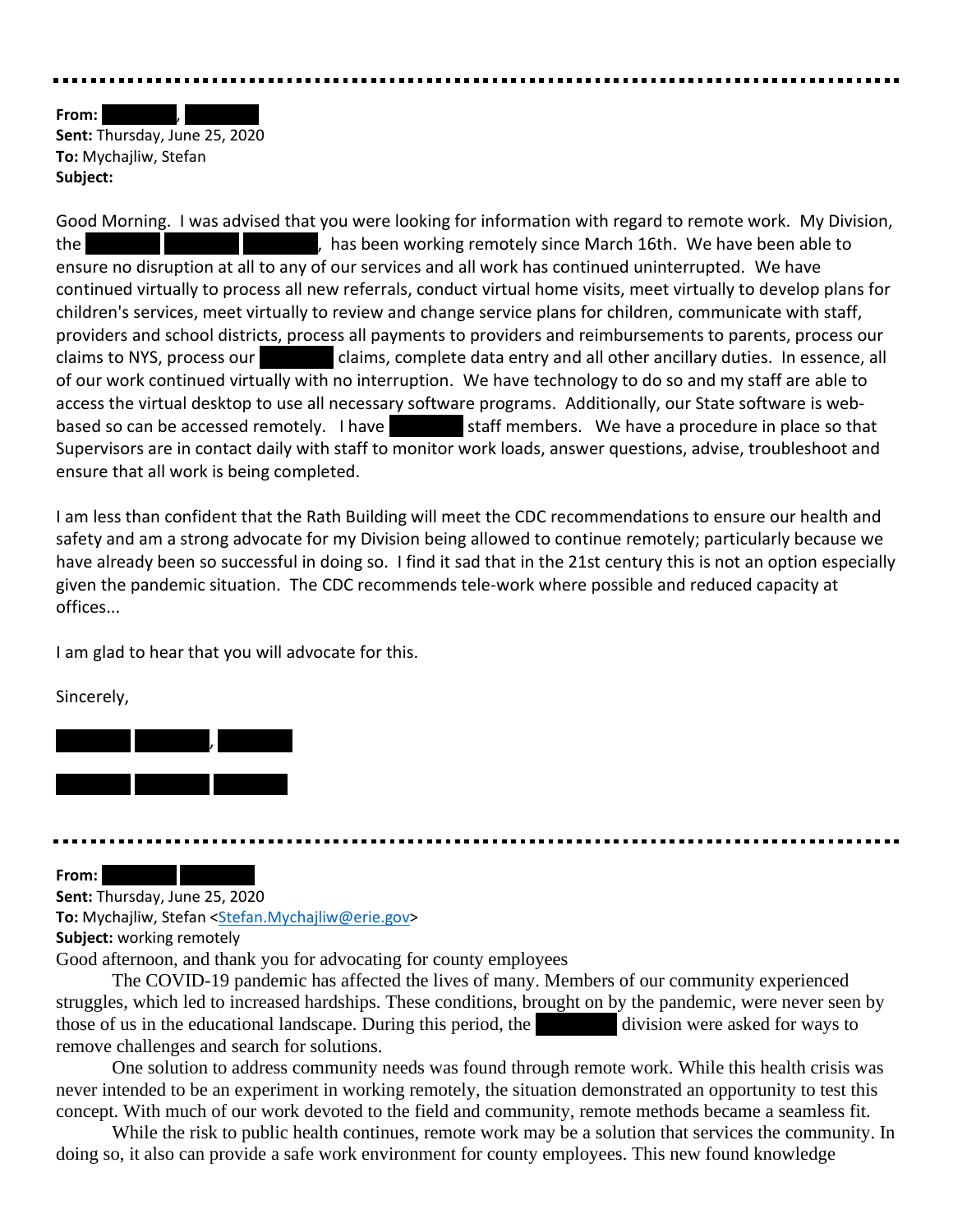---

**From:** [REDACTED], [REDACTED]
**Sent:** Thursday, June 25, 2020
**To:** Mychajliw, Stefan
**Subject:**

Good Morning. I was advised that you were looking for information with regard to remote work. My Division, the [REDACTED] [REDACTED] [REDACTED], has been working remotely since March 16th. We have been able to ensure no disruption at all to any of our services and all work has continued uninterrupted. We have continued virtually to process all new referrals, conduct virtual home visits, meet virtually to develop plans for children's services, meet virtually to review and change service plans for children, communicate with staff, providers and school districts, process all payments to providers and reimbursements to parents, process our claims to NYS, process our [REDACTED] claims, complete data entry and all other ancillary duties. In essence, all of our work continued virtually with no interruption. We have technology to do so and my staff are able to access the virtual desktop to use all necessary software programs. Additionally, our State software is web-based so can be accessed remotely. I have [REDACTED] staff members. We have a procedure in place so that Supervisors are in contact daily with staff to monitor work loads, answer questions, advise, troubleshoot and ensure that all work is being completed.

I am less than confident that the Rath Building will meet the CDC recommendations to ensure our health and safety and am a strong advocate for my Division being allowed to continue remotely; particularly because we have already been so successful in doing so. I find it sad that in the 21st century this is not an option especially given the pandemic situation. The CDC recommends tele-work where possible and reduced capacity at offices...

I am glad to hear that you will advocate for this.

Sincerely,

[REDACTED] [REDACTED], [REDACTED]

[REDACTED] [REDACTED] [REDACTED]

---

**From:** [REDACTED] [REDACTED]
**Sent:** Thursday, June 25, 2020
**To:** Mychajliw, Stefan <Stefan.Mychajliw@erie.gov>
**Subject:** working remotely

Good afternoon, and thank you for advocating for county employees

The COVID-19 pandemic has affected the lives of many. Members of our community experienced struggles, which led to increased hardships. These conditions, brought on by the pandemic, were never seen by those of us in the educational landscape. During this period, the [REDACTED] division were asked for ways to remove challenges and search for solutions.

One solution to address community needs was found through remote work. While this health crisis was never intended to be an experiment in working remotely, the situation demonstrated an opportunity to test this concept. With much of our work devoted to the field and community, remote methods became a seamless fit.

While the risk to public health continues, remote work may be a solution that services the community. In doing so, it also can provide a safe work environment for county employees. This new found knowledge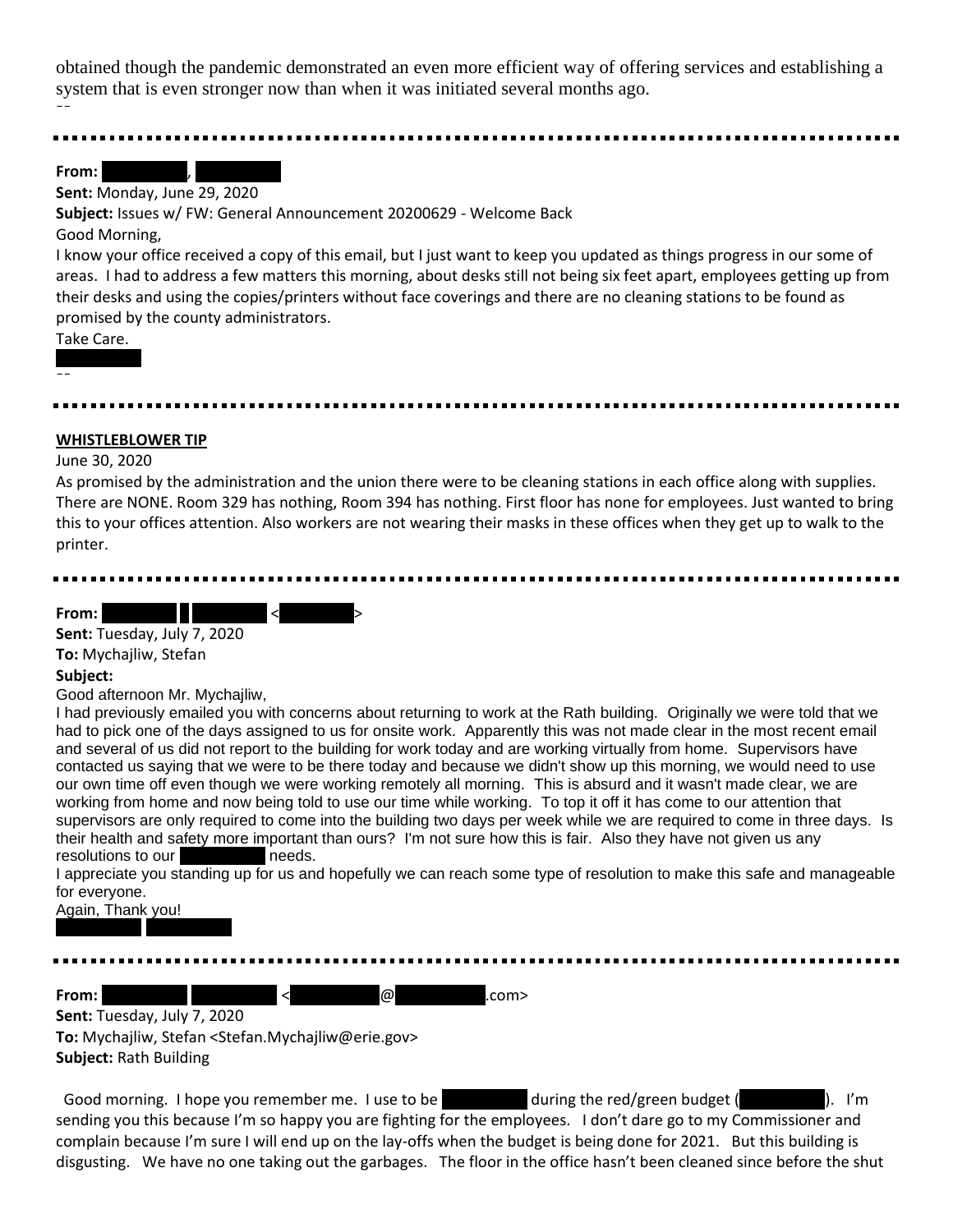obtained though the pandemic demonstrated an even more efficient way of offering services and establishing a system that is even stronger now than when it was initiated several months ago.

--

---

**From:** [REDACTED], [REDACTED]
**Sent:** Monday, June 29, 2020
**Subject:** Issues w/ FW: General Announcement 20200629 - Welcome Back

Good Morning,

I know your office received a copy of this email, but I just want to keep you updated as things progress in our some of areas. I had to address a few matters this morning, about desks still not being six feet apart, employees getting up from their desks and using the copies/printers without face coverings and there are no cleaning stations to be found as promised by the county administrators.

Take Care.

[REDACTED]

--

---

**WHISTLEBLOWER TIP**

June 30, 2020

As promised by the administration and the union there were to be cleaning stations in each office along with supplies. There are NONE. Room 329 has nothing, Room 394 has nothing. First floor has none for employees. Just wanted to bring this to your offices attention. Also workers are not wearing their masks in these offices when they get up to walk to the printer.

---

**From:** [REDACTED] [REDACTED] [REDACTED] <[REDACTED]>
**Sent:** Tuesday, July 7, 2020
**To:** Mychajliw, Stefan
**Subject:**

Good afternoon Mr. Mychajliw,

I had previously emailed you with concerns about returning to work at the Rath building. Originally we were told that we had to pick one of the days assigned to us for onsite work. Apparently this was not made clear in the most recent email and several of us did not report to the building for work today and are working virtually from home. Supervisors have contacted us saying that we were to be there today and because we didn't show up this morning, we would need to use our own time off even though we were working remotely all morning. This is absurd and it wasn't made clear, we are working from home and now being told to use our time while working. To top it off it has come to our attention that supervisors are only required to come into the building two days per week while we are required to come in three days. Is their health and safety more important than ours? I'm not sure how this is fair. Also they have not given us any resolutions to our [REDACTED] needs.

I appreciate you standing up for us and hopefully we can reach some type of resolution to make this safe and manageable for everyone.

Again, Thank you!

[REDACTED] [REDACTED]

---

**From:** [REDACTED] [REDACTED] <[REDACTED]@[REDACTED].com>
**Sent:** Tuesday, July 7, 2020
**To:** Mychajliw, Stefan <Stefan.Mychajliw@erie.gov>
**Subject:** Rath Building

Good morning. I hope you remember me. I use to be [REDACTED] during the red/green budget ([REDACTED]). I'm sending you this because I'm so happy you are fighting for the employees. I don't dare go to my Commissioner and complain because I'm sure I will end up on the lay-offs when the budget is being done for 2021. But this building is disgusting. We have no one taking out the garbages. The floor in the office hasn't been cleaned since before the shut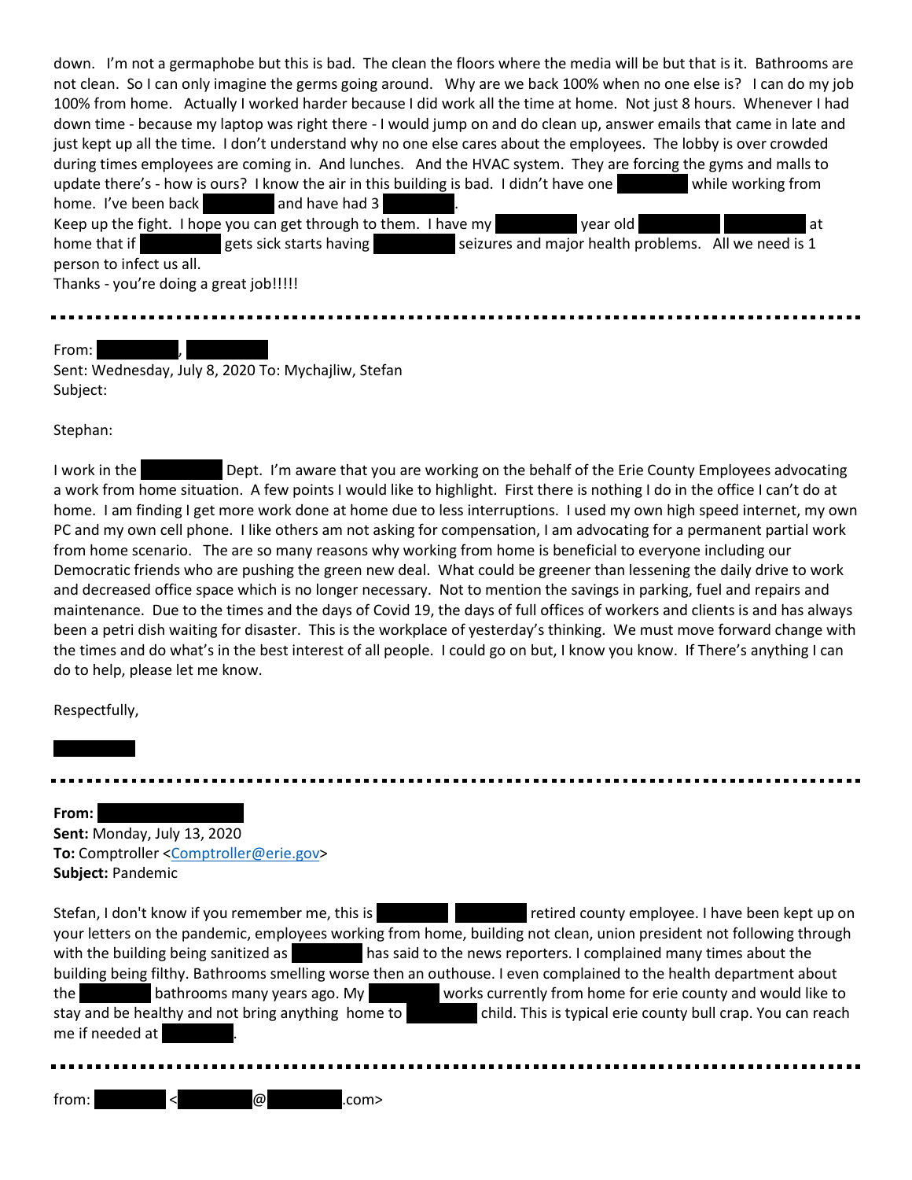down. I'm not a germaphobe but this is bad. The clean the floors where the media will be but that is it. Bathrooms are not clean. So I can only imagine the germs going around. Why are we back 100% when no one else is? I can do my job 100% from home. Actually I worked harder because I did work all the time at home. Not just 8 hours. Whenever I had down time - because my laptop was right there - I would jump on and do clean up, answer emails that came in late and just kept up all the time. I don't understand why no one else cares about the employees. The lobby is over crowded during times employees are coming in. And lunches. And the HVAC system. They are forcing the gyms and malls to update there's - how is ours? I know the air in this building is bad. I didn't have one ██████ while working from home. I've been back ██████ and have had 3 ██████.
Keep up the fight. I hope you can get through to them. I have my ██████ year old ██████ ██████ at home that if ██████ gets sick starts having ██████ seizures and major health problems. All we need is 1 person to infect us all.
Thanks - you're doing a great job!!!!!

---

From: ██████, ██████
Sent: Wednesday, July 8, 2020 To: Mychajliw, Stefan
Subject:

Stephan:

I work in the ██████ Dept. I'm aware that you are working on the behalf of the Erie County Employees advocating a work from home situation. A few points I would like to highlight. First there is nothing I do in the office I can't do at home. I am finding I get more work done at home due to less interruptions. I used my own high speed internet, my own PC and my own cell phone. I like others am not asking for compensation, I am advocating for a permanent partial work from home scenario. The are so many reasons why working from home is beneficial to everyone including our Democratic friends who are pushing the green new deal. What could be greener than lessening the daily drive to work and decreased office space which is no longer necessary. Not to mention the savings in parking, fuel and repairs and maintenance. Due to the times and the days of Covid 19, the days of full offices of workers and clients is and has always been a petri dish waiting for disaster. This is the workplace of yesterday's thinking. We must move forward change with the times and do what's in the best interest of all people. I could go on but, I know you know. If There's anything I can do to help, please let me know.

Respectfully,

██████

---

**From:** ██████
**Sent:** Monday, July 13, 2020
**To:** Comptroller <Comptroller@erie.gov>
**Subject:** Pandemic

Stefan, I don't know if you remember me, this is ██████ ██████ retired county employee. I have been kept up on your letters on the pandemic, employees working from home, building not clean, union president not following through with the building being sanitized as ██████ has said to the news reporters. I complained many times about the building being filthy. Bathrooms smelling worse then an outhouse. I even complained to the health department about the ██████ bathrooms many years ago. My ██████ works currently from home for erie county and would like to stay and be healthy and not bring anything home to ██████ child. This is typical erie county bull crap. You can reach me if needed at ██████.

---

from: ██████ <██████@██████.com>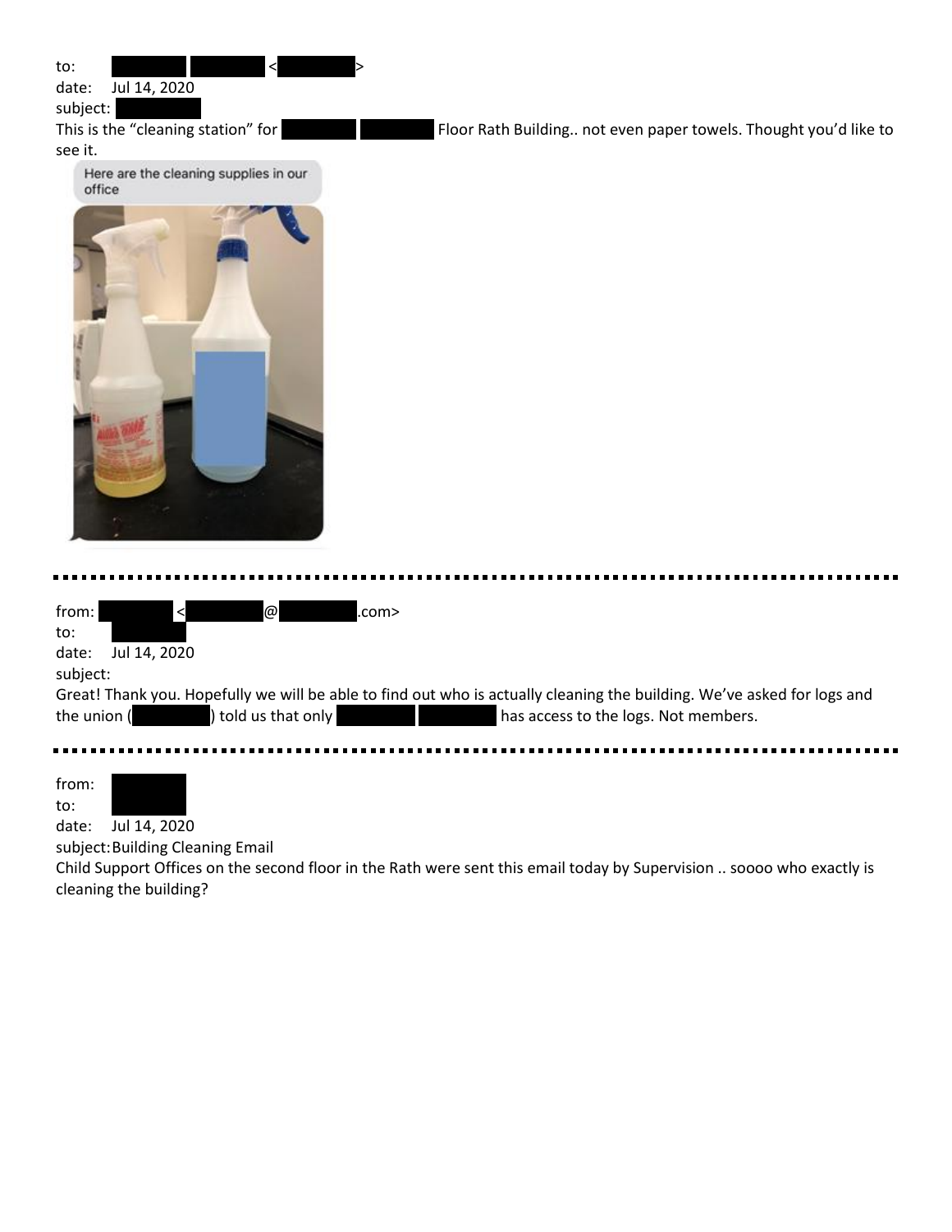to: [REDACTED] [REDACTED] <[REDACTED]>
date: Jul 14, 2020
subject: [REDACTED]

This is the "cleaning station" for [REDACTED] [REDACTED] Floor Rath Building.. not even paper towels. Thought you'd like to see it.

Here are the cleaning supplies in our office

---

from: [REDACTED] <[REDACTED]@[REDACTED].com>
to: [REDACTED]
date: Jul 14, 2020
subject:

Great! Thank you. Hopefully we will be able to find out who is actually cleaning the building. We've asked for logs and the union ([REDACTED]) told us that only [REDACTED] [REDACTED] has access to the logs. Not members.

---

from: [REDACTED]
to:
date: Jul 14, 2020
subject: Building Cleaning Email

Child Support Offices on the second floor in the Rath were sent this email today by Supervision .. soooo who exactly is cleaning the building?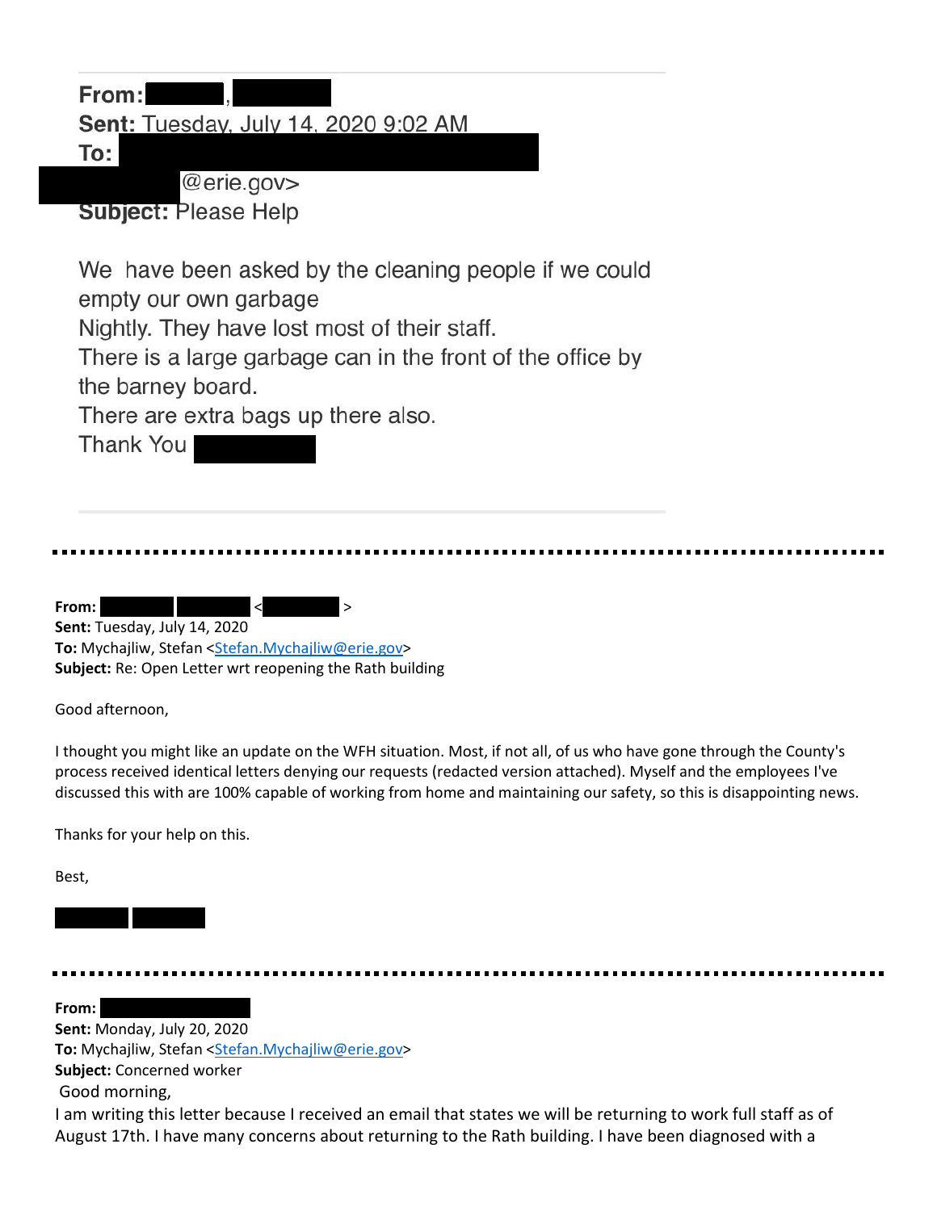**From:** [REDACTED], [REDACTED]
**Sent:** Tuesday, July 14, 2020 9:02 AM
**To:** [REDACTED]
[REDACTED]@erie.gov>
**Subject:** Please Help

We have been asked by the cleaning people if we could empty our own garbage
Nightly. They have lost most of their staff.
There is a large garbage can in the front of the office by the barney board.
There are extra bags up there also.
Thank You [REDACTED]

---

**From:** [REDACTED] [REDACTED] <[REDACTED]>
**Sent:** Tuesday, July 14, 2020
**To:** Mychajliw, Stefan <Stefan.Mychajliw@erie.gov>
**Subject:** Re: Open Letter wrt reopening the Rath building

Good afternoon,

I thought you might like an update on the WFH situation. Most, if not all, of us who have gone through the County's process received identical letters denying our requests (redacted version attached). Myself and the employees I've discussed this with are 100% capable of working from home and maintaining our safety, so this is disappointing news.

Thanks for your help on this.

Best,

[REDACTED] [REDACTED]

---

**From:** [REDACTED]
**Sent:** Monday, July 20, 2020
**To:** Mychajliw, Stefan <Stefan.Mychajliw@erie.gov>
**Subject:** Concerned worker

Good morning,

I am writing this letter because I received an email that states we will be returning to work full staff as of August 17th. I have many concerns about returning to the Rath building. I have been diagnosed with a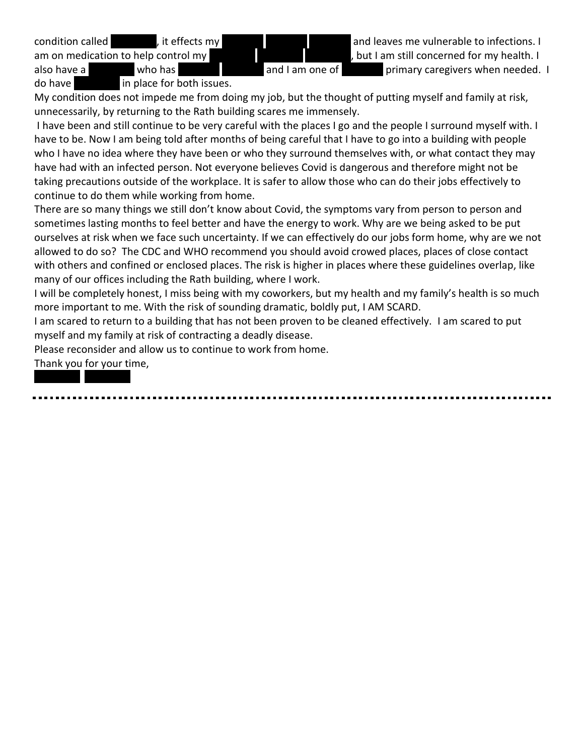condition called ████████, it effects my ████████ ████████ ████████ and leaves me vulnerable to infections. I am on medication to help control my ████████ ████████ ████████, but I am still concerned for my health. I also have a ████████ who has ████████ ████████ and I am one of ████████ primary caregivers when needed. I do have ████████ in place for both issues.

My condition does not impede me from doing my job, but the thought of putting myself and family at risk, unnecessarily, by returning to the Rath building scares me immensely.

I have been and still continue to be very careful with the places I go and the people I surround myself with. I have to be. Now I am being told after months of being careful that I have to go into a building with people who I have no idea where they have been or who they surround themselves with, or what contact they may have had with an infected person. Not everyone believes Covid is dangerous and therefore might not be taking precautions outside of the workplace. It is safer to allow those who can do their jobs effectively to continue to do them while working from home.

There are so many things we still don't know about Covid, the symptoms vary from person to person and sometimes lasting months to feel better and have the energy to work. Why are we being asked to be put ourselves at risk when we face such uncertainty. If we can effectively do our jobs form home, why are we not allowed to do so? The CDC and WHO recommend you should avoid crowed places, places of close contact with others and confined or enclosed places. The risk is higher in places where these guidelines overlap, like many of our offices including the Rath building, where I work.

I will be completely honest, I miss being with my coworkers, but my health and my family's health is so much more important to me. With the risk of sounding dramatic, boldly put, I AM SCARD.

I am scared to return to a building that has not been proven to be cleaned effectively. I am scared to put myself and my family at risk of contracting a deadly disease.

Please reconsider and allow us to continue to work from home.

Thank you for your time,

████████ ████████

---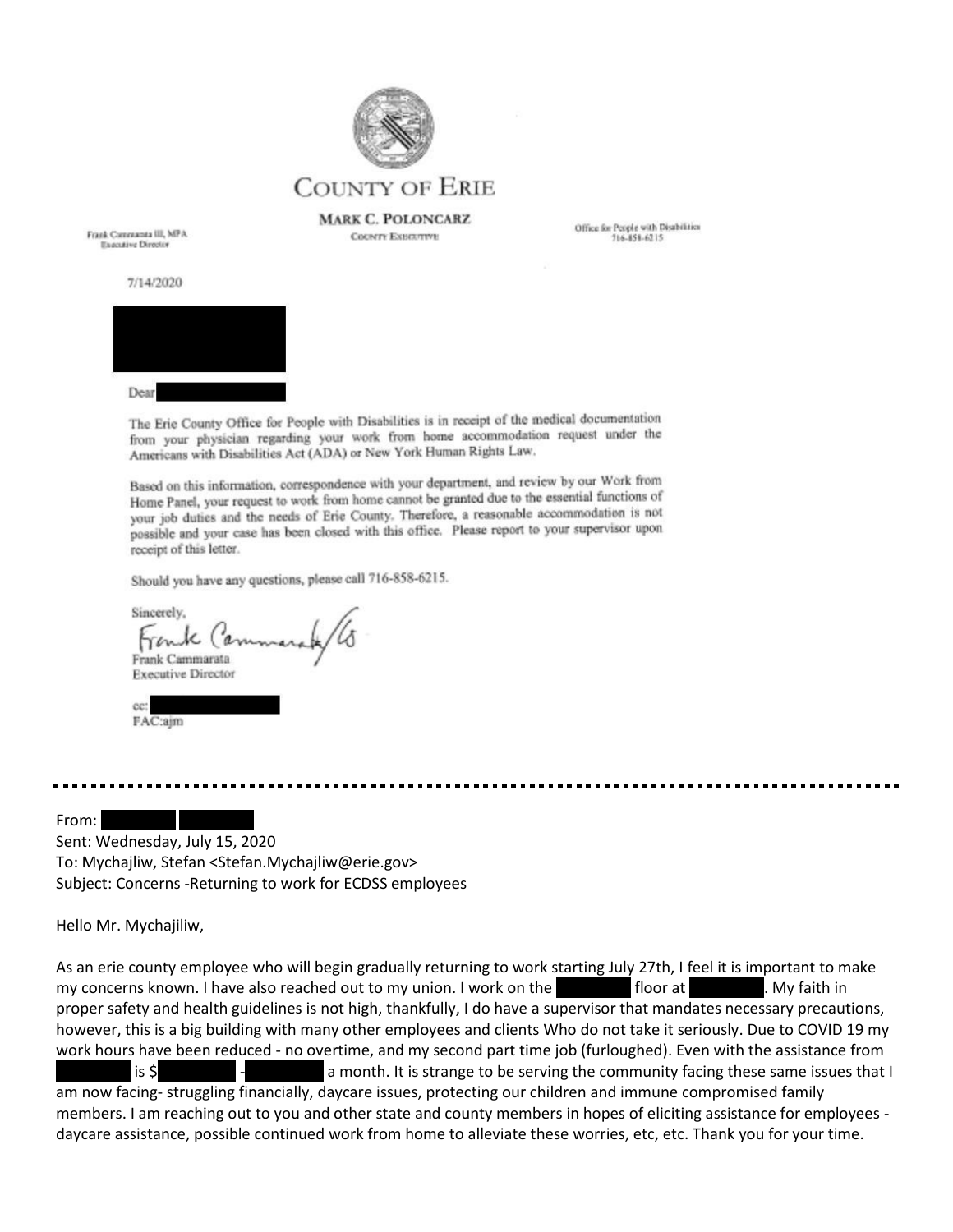# COUNTY OF ERIE

**MARK C. POLONCARZ**
COUNTY EXECUTIVE

Frank Cammarata III, MPA
Executive Director

Office for People with Disabilities
716-858-6215

7/14/2020

Dear

The Erie County Office for People with Disabilities is in receipt of the medical documentation from your physician regarding your work from home accommodation request under the Americans with Disabilities Act (ADA) or New York Human Rights Law.

Based on this information, correspondence with your department, and review by our Work from Home Panel, your request to work from home cannot be granted due to the essential functions of your job duties and the needs of Erie County. Therefore, a reasonable accommodation is not possible and your case has been closed with this office. Please report to your supervisor upon receipt of this letter.

Should you have any questions, please call 716-858-6215.

Sincerely,

Frank Cammarata/ls
Frank Cammarata
Executive Director

cc:
FAC:ajm

---

From:
Sent: Wednesday, July 15, 2020
To: Mychajliw, Stefan <Stefan.Mychajliw@erie.gov>
Subject: Concerns -Returning to work for ECDSS employees

Hello Mr. Mychajiliw,

As an erie county employee who will begin gradually returning to work starting July 27th, I feel it is important to make my concerns known. I have also reached out to my union. I work on the floor at . My faith in proper safety and health guidelines is not high, thankfully, I do have a supervisor that mandates necessary precautions, however, this is a big building with many other employees and clients Who do not take it seriously. Due to COVID 19 my work hours have been reduced - no overtime, and my second part time job (furloughed). Even with the assistance from is $ - a month. It is strange to be serving the community facing these same issues that I am now facing- struggling financially, daycare issues, protecting our children and immune compromised family members. I am reaching out to you and other state and county members in hopes of eliciting assistance for employees - daycare assistance, possible continued work from home to alleviate these worries, etc, etc. Thank you for your time.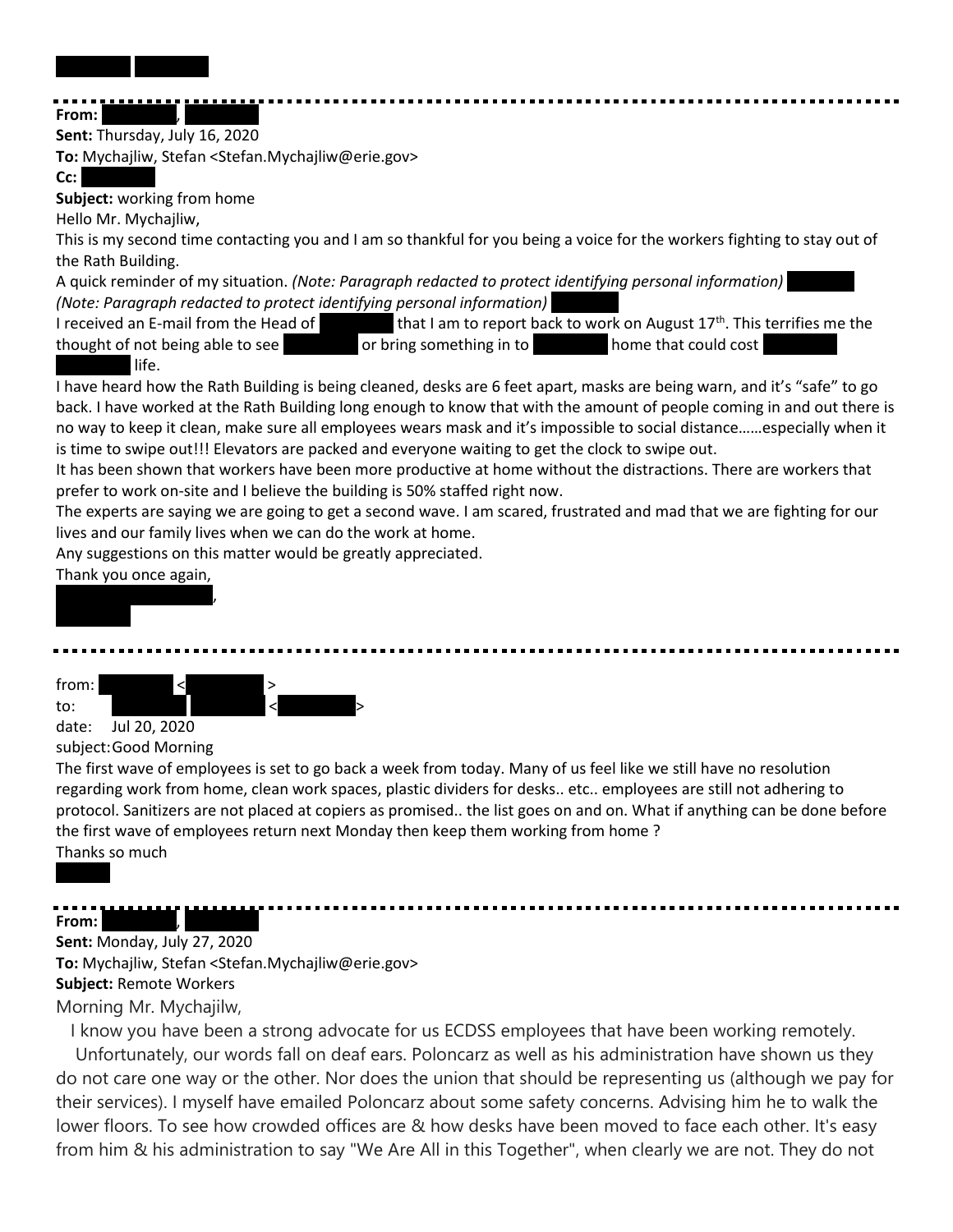**From:** ,

**Sent:** Thursday, July 16, 2020

**To:** Mychajliw, Stefan <Stefan.Mychajliw@erie.gov>

**Cc:**

**Subject:** working from home

Hello Mr. Mychajliw,

This is my second time contacting you and I am so thankful for you being a voice for the workers fighting to stay out of the Rath Building.

A quick reminder of my situation. *(Note: Paragraph redacted to protect identifying personal information)*
*(Note: Paragraph redacted to protect identifying personal information)*

I received an E-mail from the Head of that I am to report back to work on August 17th. This terrifies me the thought of not being able to see or bring something in to home that could cost life.

I have heard how the Rath Building is being cleaned, desks are 6 feet apart, masks are being warn, and it's "safe" to go back. I have worked at the Rath Building long enough to know that with the amount of people coming in and out there is no way to keep it clean, make sure all employees wears mask and it's impossible to social distance……especially when it is time to swipe out!!! Elevators are packed and everyone waiting to get the clock to swipe out.

It has been shown that workers have been more productive at home without the distractions. There are workers that prefer to work on-site and I believe the building is 50% staffed right now.

The experts are saying we are going to get a second wave. I am scared, frustrated and mad that we are fighting for our lives and our family lives when we can do the work at home.

Any suggestions on this matter would be greatly appreciated.

Thank you once again,

,

---

from: < >
to: < >
date: Jul 20, 2020
subject: Good Morning

The first wave of employees is set to go back a week from today. Many of us feel like we still have no resolution regarding work from home, clean work spaces, plastic dividers for desks.. etc.. employees are still not adhering to protocol. Sanitizers are not placed at copiers as promised.. the list goes on and on. What if anything can be done before the first wave of employees return next Monday then keep them working from home ?

Thanks so much

---

**From:** ,

**Sent:** Monday, July 27, 2020

**To:** Mychajliw, Stefan <Stefan.Mychajliw@erie.gov>

**Subject:** Remote Workers

Morning Mr. Mychajilw,

I know you have been a strong advocate for us ECDSS employees that have been working remotely.

Unfortunately, our words fall on deaf ears. Poloncarz as well as his administration have shown us they do not care one way or the other. Nor does the union that should be representing us (although we pay for their services). I myself have emailed Poloncarz about some safety concerns. Advising him he to walk the lower floors. To see how crowded offices are & how desks have been moved to face each other. It's easy from him & his administration to say "We Are All in this Together", when clearly we are not. They do not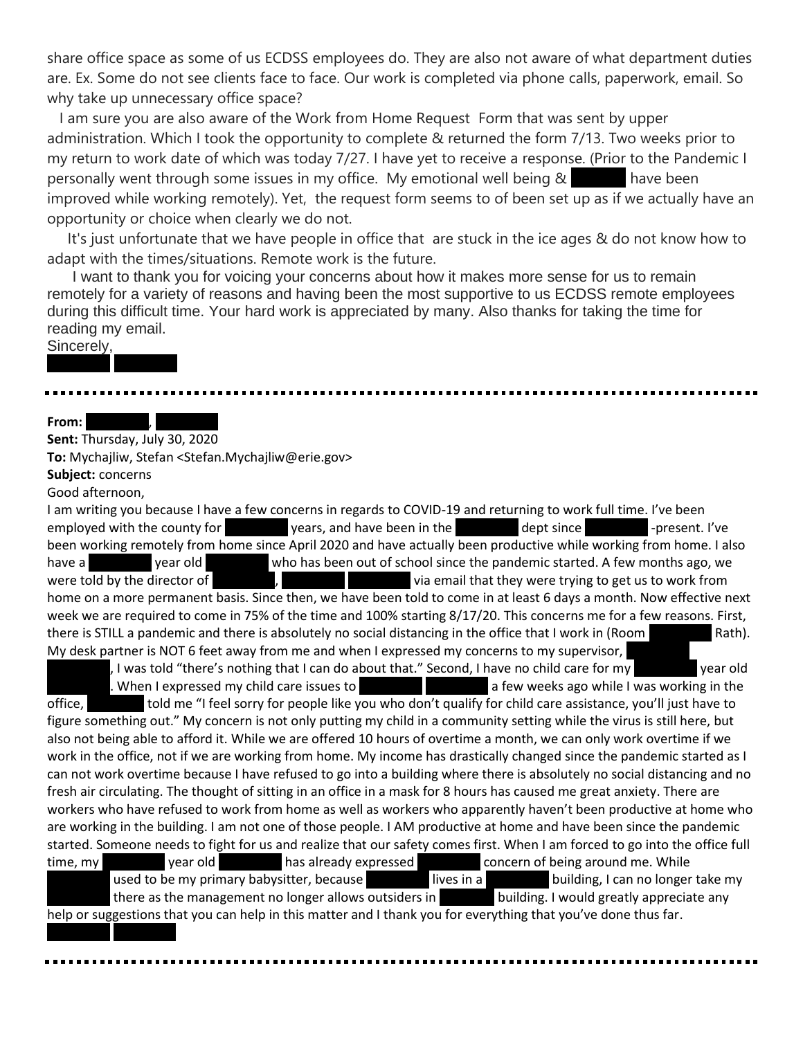share office space as some of us ECDSS employees do. They are also not aware of what department duties are. Ex. Some do not see clients face to face. Our work is completed via phone calls, paperwork, email. So why take up unnecessary office space?

I am sure you are also aware of the Work from Home Request Form that was sent by upper administration. Which I took the opportunity to complete & returned the form 7/13. Two weeks prior to my return to work date of which was today 7/27. I have yet to receive a response. (Prior to the Pandemic I personally went through some issues in my office. My emotional well being & [redacted] have been improved while working remotely). Yet, the request form seems to of been set up as if we actually have an opportunity or choice when clearly we do not.

It's just unfortunate that we have people in office that are stuck in the ice ages & do not know how to adapt with the times/situations. Remote work is the future.

I want to thank you for voicing your concerns about how it makes more sense for us to remain remotely for a variety of reasons and having been the most supportive to us ECDSS remote employees during this difficult time. Your hard work is appreciated by many. Also thanks for taking the time for reading my email.

Sincerely,

[redacted] [redacted]

---

**From:** [redacted], [redacted]
**Sent:** Thursday, July 30, 2020
**To:** Mychajliw, Stefan <Stefan.Mychajliw@erie.gov>
**Subject:** concerns

Good afternoon,

I am writing you because I have a few concerns in regards to COVID-19 and returning to work full time. I've been employed with the county for [redacted] years, and have been in the [redacted] dept since [redacted] -present. I've been working remotely from home since April 2020 and have actually been productive while working from home. I also have a [redacted] year old [redacted] who has been out of school since the pandemic started. A few months ago, we were told by the director of [redacted], [redacted] [redacted] via email that they were trying to get us to work from home on a more permanent basis. Since then, we have been told to come in at least 6 days a month. Now effective next week we are required to come in 75% of the time and 100% starting 8/17/20. This concerns me for a few reasons. First, there is STILL a pandemic and there is absolutely no social distancing in the office that I work in (Room [redacted] Rath). My desk partner is NOT 6 feet away from me and when I expressed my concerns to my supervisor, [redacted] [redacted], I was told "there's nothing that I can do about that." Second, I have no child care for my [redacted] year old [redacted]. When I expressed my child care issues to [redacted] [redacted] a few weeks ago while I was working in the office, [redacted] told me "I feel sorry for people like you who don't qualify for child care assistance, you'll just have to figure something out." My concern is not only putting my child in a community setting while the virus is still here, but also not being able to afford it. While we are offered 10 hours of overtime a month, we can only work overtime if we work in the office, not if we are working from home. My income has drastically changed since the pandemic started as I can not work overtime because I have refused to go into a building where there is absolutely no social distancing and no fresh air circulating. The thought of sitting in an office in a mask for 8 hours has caused me great anxiety. There are workers who have refused to work from home as well as workers who apparently haven't been productive at home who are working in the building. I am not one of those people. I AM productive at home and have been since the pandemic started. Someone needs to fight for us and realize that our safety comes first. When I am forced to go into the office full time, my [redacted] year old [redacted] has already expressed [redacted] concern of being around me. While [redacted] used to be my primary babysitter, because [redacted] lives in a [redacted] building, I can no longer take my [redacted] there as the management no longer allows outsiders in [redacted] building. I would greatly appreciate any help or suggestions that you can help in this matter and I thank you for everything that you've done thus far.

[redacted] [redacted]

---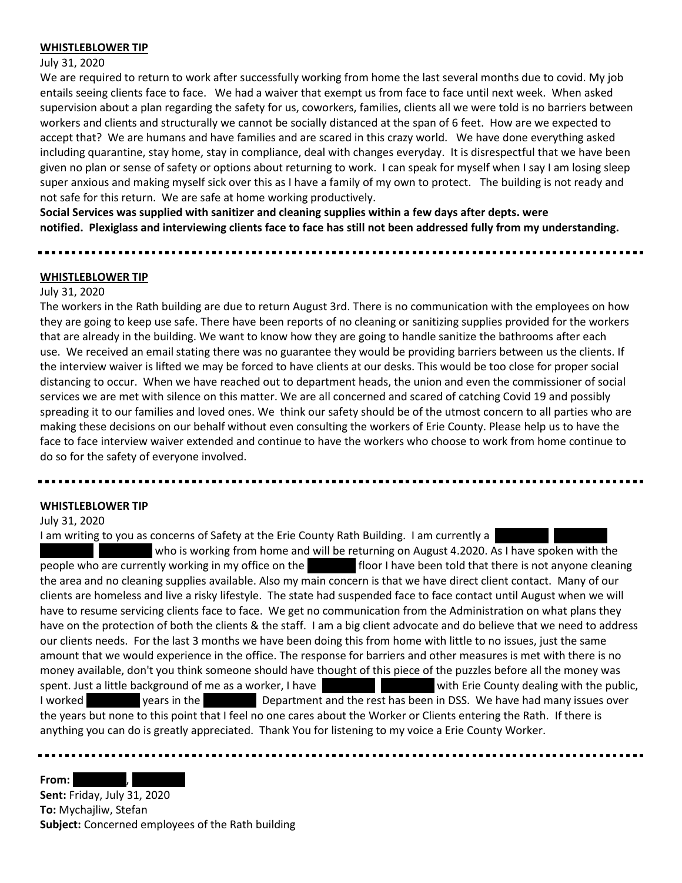**WHISTLEBLOWER TIP**

July 31, 2020

We are required to return to work after successfully working from home the last several months due to covid. My job entails seeing clients face to face. We had a waiver that exempt us from face to face until next week. When asked supervision about a plan regarding the safety for us, coworkers, families, clients all we were told is no barriers between workers and clients and structurally we cannot be socially distanced at the span of 6 feet. How are we expected to accept that? We are humans and have families and are scared in this crazy world. We have done everything asked including quarantine, stay home, stay in compliance, deal with changes everyday. It is disrespectful that we have been given no plan or sense of safety or options about returning to work. I can speak for myself when I say I am losing sleep super anxious and making myself sick over this as I have a family of my own to protect. The building is not ready and not safe for this return. We are safe at home working productively.

**Social Services was supplied with sanitizer and cleaning supplies within a few days after depts. were notified. Plexiglass and interviewing clients face to face has still not been addressed fully from my understanding.**

---

**WHISTLEBLOWER TIP**

July 31, 2020

The workers in the Rath building are due to return August 3rd. There is no communication with the employees on how they are going to keep use safe. There have been reports of no cleaning or sanitizing supplies provided for the workers that are already in the building. We want to know how they are going to handle sanitize the bathrooms after each use. We received an email stating there was no guarantee they would be providing barriers between us the clients. If the interview waiver is lifted we may be forced to have clients at our desks. This would be too close for proper social distancing to occur. When we have reached out to department heads, the union and even the commissioner of social services we are met with silence on this matter. We are all concerned and scared of catching Covid 19 and possibly spreading it to our families and loved ones. We think our safety should be of the utmost concern to all parties who are making these decisions on our behalf without even consulting the workers of Erie County. Please help us to have the face to face interview waiver extended and continue to have the workers who choose to work from home continue to do so for the safety of everyone involved.

---

**WHISTLEBLOWER TIP**

July 31, 2020

I am writing to you as concerns of Safety at the Erie County Rath Building. I am currently a [REDACTED] who is working from home and will be returning on August 4.2020. As I have spoken with the people who are currently working in my office on the [REDACTED] floor I have been told that there is not anyone cleaning the area and no cleaning supplies available. Also my main concern is that we have direct client contact. Many of our clients are homeless and live a risky lifestyle. The state had suspended face to face contact until August when we will have to resume servicing clients face to face. We get no communication from the Administration on what plans they have on the protection of both the clients & the staff. I am a big client advocate and do believe that we need to address our clients needs. For the last 3 months we have been doing this from home with little to no issues, just the same amount that we would experience in the office. The response for barriers and other measures is met with there is no money available, don't you think someone should have thought of this piece of the puzzles before all the money was spent. Just a little background of me as a worker, I have [REDACTED] with Erie County dealing with the public, I worked [REDACTED] years in the [REDACTED] Department and the rest has been in DSS. We have had many issues over the years but none to this point that I feel no one cares about the Worker or Clients entering the Rath. If there is anything you can do is greatly appreciated. Thank You for listening to my voice a Erie County Worker.

---

**From:** [REDACTED], [REDACTED]
**Sent:** Friday, July 31, 2020
**To:** Mychajliw, Stefan
**Subject:** Concerned employees of the Rath building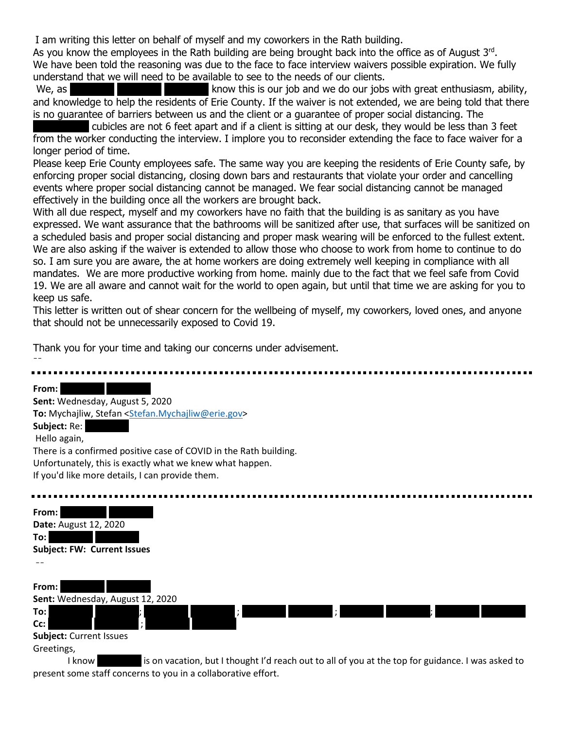I am writing this letter on behalf of myself and my coworkers in the Rath building.
As you know the employees in the Rath building are being brought back into the office as of August 3rd.
We have been told the reasoning was due to the face to face interview waivers possible expiration. We fully understand that we will need to be available to see to the needs of our clients.

We, as [REDACTED] know this is our job and we do our jobs with great enthusiasm, ability, and knowledge to help the residents of Erie County. If the waiver is not extended, we are being told that there is no guarantee of barriers between us and the client or a guarantee of proper social distancing. The [REDACTED] cubicles are not 6 feet apart and if a client is sitting at our desk, they would be less than 3 feet from the worker conducting the interview. I implore you to reconsider extending the face to face waiver for a longer period of time.

Please keep Erie County employees safe. The same way you are keeping the residents of Erie County safe, by enforcing proper social distancing, closing down bars and restaurants that violate your order and cancelling events where proper social distancing cannot be managed. We fear social distancing cannot be managed effectively in the building once all the workers are brought back.

With all due respect, myself and my coworkers have no faith that the building is as sanitary as you have expressed. We want assurance that the bathrooms will be sanitized after use, that surfaces will be sanitized on a scheduled basis and proper social distancing and proper mask wearing will be enforced to the fullest extent. We are also asking if the waiver is extended to allow those who choose to work from home to continue to do so. I am sure you are aware, the at home workers are doing extremely well keeping in compliance with all mandates. We are more productive working from home. mainly due to the fact that we feel safe from Covid 19. We are all aware and cannot wait for the world to open again, but until that time we are asking for you to keep us safe.

This letter is written out of shear concern for the wellbeing of myself, my coworkers, loved ones, and anyone that should not be unnecessarily exposed to Covid 19.

Thank you for your time and taking our concerns under advisement.

--

---

**From:** [REDACTED]
**Sent:** Wednesday, August 5, 2020
**To:** Mychajliw, Stefan <Stefan.Mychajliw@erie.gov>
**Subject:** Re: [REDACTED]

Hello again,
There is a confirmed positive case of COVID in the Rath building.
Unfortunately, this is exactly what we knew what happen.
If you'd like more details, I can provide them.

---

**From:** [REDACTED]
**Date:** August 12, 2020
**To:** [REDACTED]
**Subject: FW: Current Issues**

--

**From:** [REDACTED]
**Sent:** Wednesday, August 12, 2020
**To:** [REDACTED]; [REDACTED]; [REDACTED]; [REDACTED]; [REDACTED]
**Cc:** [REDACTED]; [REDACTED]
**Subject:** Current Issues

Greetings,

I know [REDACTED] is on vacation, but I thought I'd reach out to all of you at the top for guidance. I was asked to present some staff concerns to you in a collaborative effort.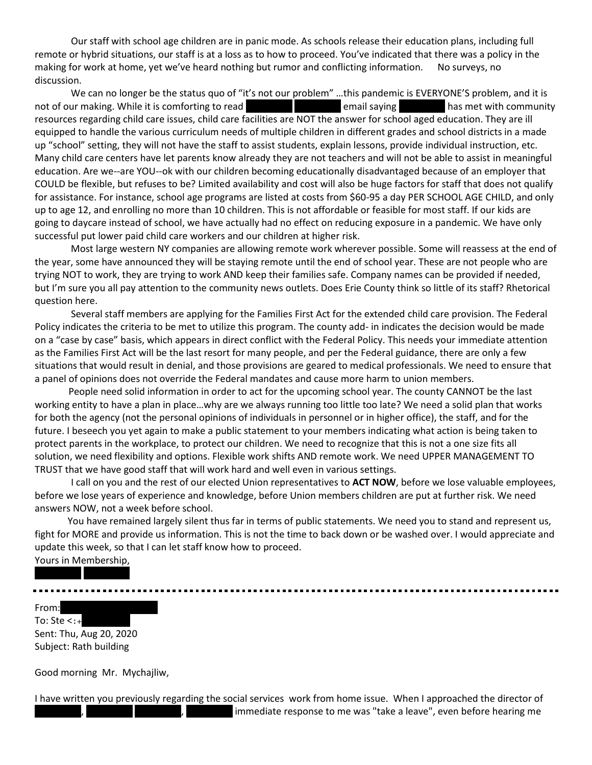Our staff with school age children are in panic mode. As schools release their education plans, including full remote or hybrid situations, our staff is at a loss as to how to proceed. You've indicated that there was a policy in the making for work at home, yet we've heard nothing but rumor and conflicting information.   No surveys, no discussion.

We can no longer be the status quo of "it's not our problem" …this pandemic is EVERYONE'S problem, and it is not of our making. While it is comforting to read [redacted] email saying [redacted] has met with community resources regarding child care issues, child care facilities are NOT the answer for school aged education. They are ill equipped to handle the various curriculum needs of multiple children in different grades and school districts in a made up "school" setting, they will not have the staff to assist students, explain lessons, provide individual instruction, etc. Many child care centers have let parents know already they are not teachers and will not be able to assist in meaningful education. Are we--are YOU--ok with our children becoming educationally disadvantaged because of an employer that COULD be flexible, but refuses to be? Limited availability and cost will also be huge factors for staff that does not qualify for assistance. For instance, school age programs are listed at costs from $60-95 a day PER SCHOOL AGE CHILD, and only up to age 12, and enrolling no more than 10 children. This is not affordable or feasible for most staff. If our kids are going to daycare instead of school, we have actually had no effect on reducing exposure in a pandemic. We have only successful put lower paid child care workers and our children at higher risk.

Most large western NY companies are allowing remote work wherever possible. Some will reassess at the end of the year, some have announced they will be staying remote until the end of school year. These are not people who are trying NOT to work, they are trying to work AND keep their families safe. Company names can be provided if needed, but I'm sure you all pay attention to the community news outlets. Does Erie County think so little of its staff? Rhetorical question here.

Several staff members are applying for the Families First Act for the extended child care provision. The Federal Policy indicates the criteria to be met to utilize this program. The county add- in indicates the decision would be made on a "case by case" basis, which appears in direct conflict with the Federal Policy. This needs your immediate attention as the Families First Act will be the last resort for many people, and per the Federal guidance, there are only a few situations that would result in denial, and those provisions are geared to medical professionals. We need to ensure that a panel of opinions does not override the Federal mandates and cause more harm to union members.

People need solid information in order to act for the upcoming school year. The county CANNOT be the last working entity to have a plan in place…why are we always running too little too late? We need a solid plan that works for both the agency (not the personal opinions of individuals in personnel or in higher office), the staff, and for the future. I beseech you yet again to make a public statement to your members indicating what action is being taken to protect parents in the workplace, to protect our children. We need to recognize that this is not a one size fits all solution, we need flexibility and options. Flexible work shifts AND remote work. We need UPPER MANAGEMENT TO TRUST that we have good staff that will work hard and well even in various settings.

I call on you and the rest of our elected Union representatives to **ACT NOW**, before we lose valuable employees, before we lose years of experience and knowledge, before Union members children are put at further risk. We need answers NOW, not a week before school.

You have remained largely silent thus far in terms of public statements. We need you to stand and represent us, fight for MORE and provide us information. This is not the time to back down or be washed over. I would appreciate and update this week, so that I can let staff know how to proceed.

Yours in Membership,

[redacted]

---

From: [redacted]
To: Ste <:+ [redacted]
Sent: Thu, Aug 20, 2020
Subject: Rath building

Good morning Mr. Mychajliw,

I have written you previously regarding the social services work from home issue. When I approached the director of [redacted], [redacted], [redacted] immediate response to me was "take a leave", even before hearing me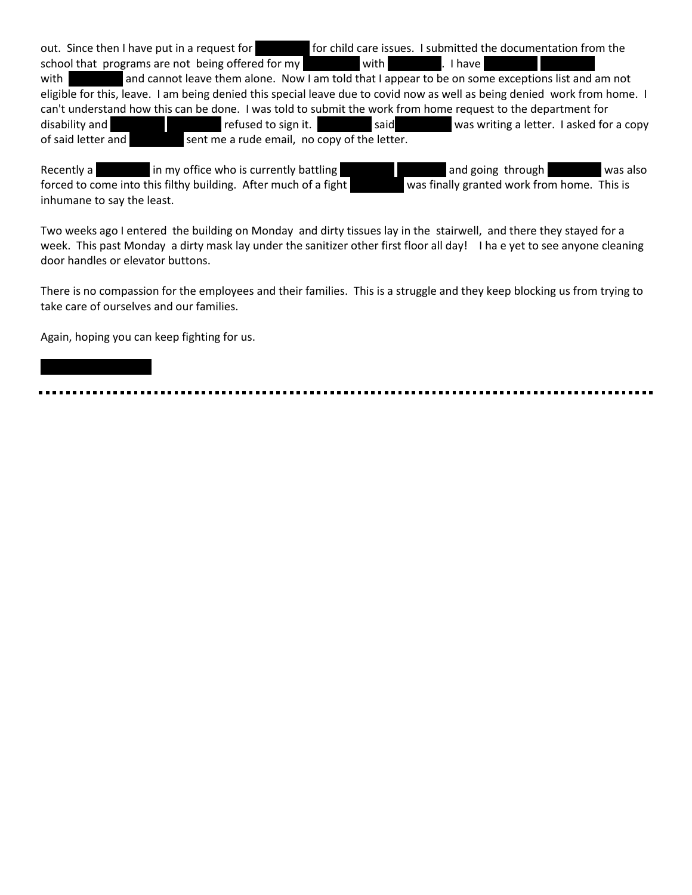out. Since then I have put in a request for [REDACTED] for child care issues. I submitted the documentation from the school that programs are not being offered for my [REDACTED] with [REDACTED]. I have [REDACTED] [REDACTED] with [REDACTED] and cannot leave them alone. Now I am told that I appear to be on some exceptions list and am not eligible for this, leave. I am being denied this special leave due to covid now as well as being denied work from home. I can't understand how this can be done. I was told to submit the work from home request to the department for disability and [REDACTED] [REDACTED] refused to sign it. [REDACTED] said [REDACTED] was writing a letter. I asked for a copy of said letter and [REDACTED] sent me a rude email, no copy of the letter.

Recently a [REDACTED] in my office who is currently battling [REDACTED] [REDACTED] and going through [REDACTED] was also forced to come into this filthy building. After much of a fight [REDACTED] was finally granted work from home. This is inhumane to say the least.

Two weeks ago I entered the building on Monday and dirty tissues lay in the stairwell, and there they stayed for a week. This past Monday a dirty mask lay under the sanitizer other first floor all day! I ha e yet to see anyone cleaning door handles or elevator buttons.

There is no compassion for the employees and their families. This is a struggle and they keep blocking us from trying to take care of ourselves and our families.

Again, hoping you can keep fighting for us.

[REDACTED]